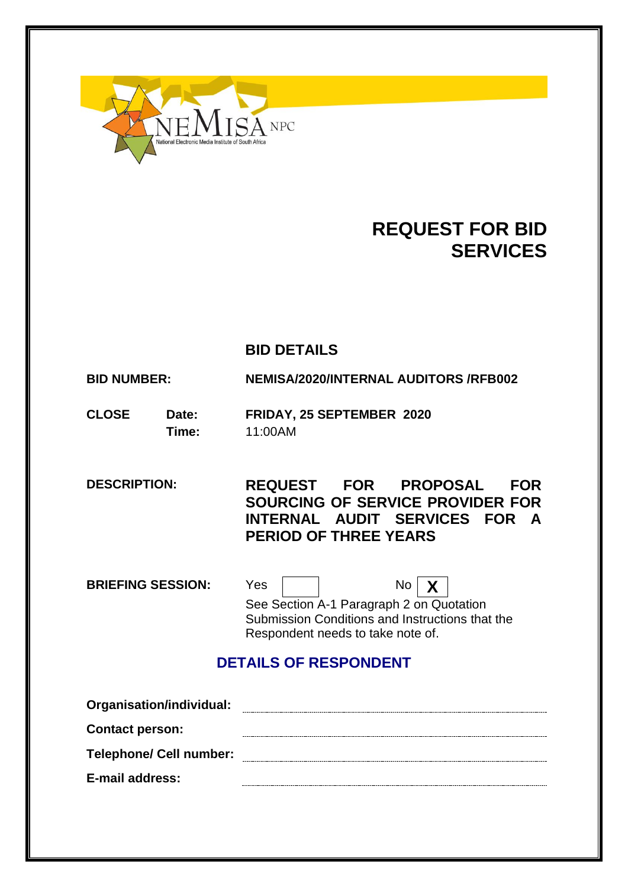NEMISA NPC
National Electronic Media Institute of South Africa

# REQUEST FOR BID SERVICES

## BID DETAILS

| | |
|---|---|
| **BID NUMBER:** | **NEMISA/2020/INTERNAL AUDITORS /RFB002** |
| **CLOSE Date:** | **FRIDAY, 25 SEPTEMBER 2020** |
| **Time:** | 11:00AM |
| **DESCRIPTION:** | **REQUEST FOR PROPOSAL FOR SOURCING OF SERVICE PROVIDER FOR INTERNAL AUDIT SERVICES FOR A PERIOD OF THREE YEARS** |
| **BRIEFING SESSION:** | Yes [ ] No [X]<br>See Section A-1 Paragraph 2 on Quotation Submission Conditions and Instructions that the Respondent needs to take note of. |

## DETAILS OF RESPONDENT

**Organisation/individual:** ............................................

**Contact person:** ............................................

**Telephone/ Cell number:** ............................................

**E-mail address:** ............................................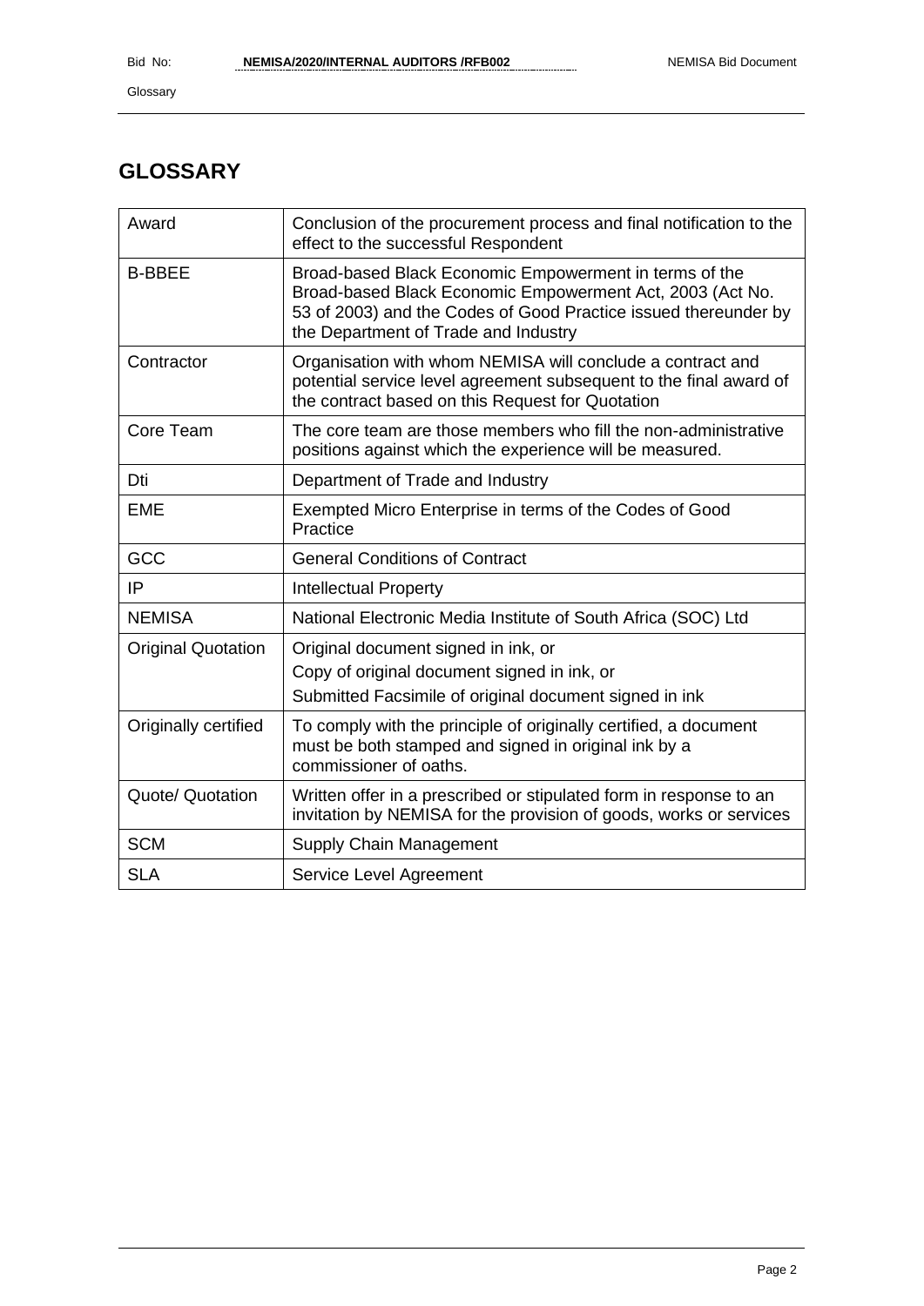## GLOSSARY

| | |
|---|---|
| Award | Conclusion of the procurement process and final notification to the effect to the successful Respondent |
| B-BBEE | Broad-based Black Economic Empowerment in terms of the Broad-based Black Economic Empowerment Act, 2003 (Act No. 53 of 2003) and the Codes of Good Practice issued thereunder by the Department of Trade and Industry |
| Contractor | Organisation with whom NEMISA will conclude a contract and potential service level agreement subsequent to the final award of the contract based on this Request for Quotation |
| Core Team | The core team are those members who fill the non-administrative positions against which the experience will be measured. |
| Dti | Department of Trade and Industry |
| EME | Exempted Micro Enterprise in terms of the Codes of Good Practice |
| GCC | General Conditions of Contract |
| IP | Intellectual Property |
| NEMISA | National Electronic Media Institute of South Africa (SOC) Ltd |
| Original Quotation | Original document signed in ink, or<br>Copy of original document signed in ink, or<br>Submitted Facsimile of original document signed in ink |
| Originally certified | To comply with the principle of originally certified, a document must be both stamped and signed in original ink by a commissioner of oaths. |
| Quote/ Quotation | Written offer in a prescribed or stipulated form in response to an invitation by NEMISA for the provision of goods, works or services |
| SCM | Supply Chain Management |
| SLA | Service Level Agreement |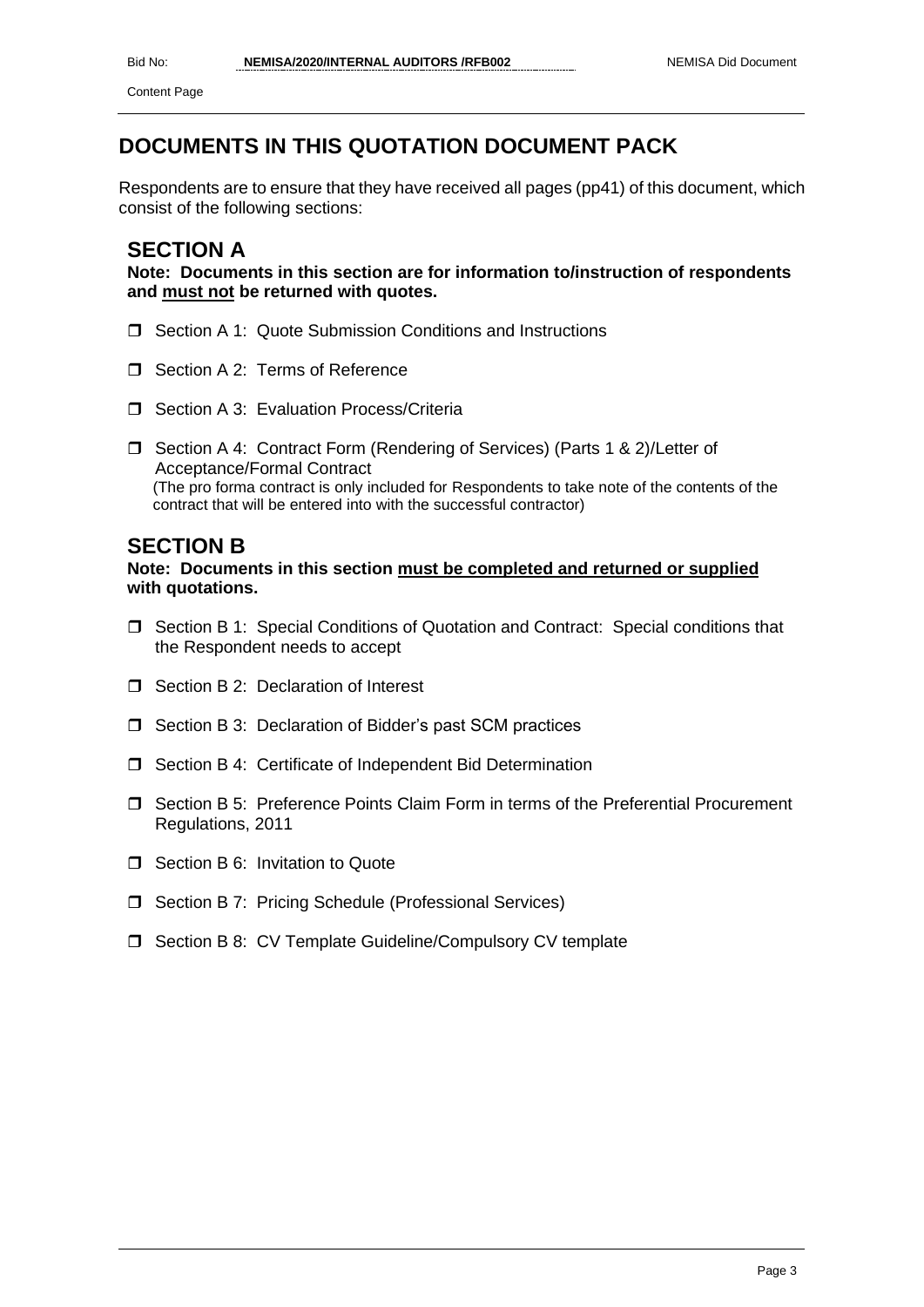# DOCUMENTS IN THIS QUOTATION DOCUMENT PACK

Respondents are to ensure that they have received all pages (pp41) of this document, which consist of the following sections:

## SECTION A

**Note: Documents in this section are for information to/instruction of respondents and <u>must not</u> be returned with quotes.**

- ☐ Section A 1: Quote Submission Conditions and Instructions
- ☐ Section A 2: Terms of Reference
- ☐ Section A 3: Evaluation Process/Criteria
- ☐ Section A 4: Contract Form (Rendering of Services) (Parts 1 & 2)/Letter of Acceptance/Formal Contract
  (The pro forma contract is only included for Respondents to take note of the contents of the contract that will be entered into with the successful contractor)

## SECTION B

**Note: Documents in this section <u>must be completed and returned or supplied</u> with quotations.**

- ☐ Section B 1: Special Conditions of Quotation and Contract: Special conditions that the Respondent needs to accept
- ☐ Section B 2: Declaration of Interest
- ☐ Section B 3: Declaration of Bidder's past SCM practices
- ☐ Section B 4: Certificate of Independent Bid Determination
- ☐ Section B 5: Preference Points Claim Form in terms of the Preferential Procurement Regulations, 2011
- ☐ Section B 6: Invitation to Quote
- ☐ Section B 7: Pricing Schedule (Professional Services)
- ☐ Section B 8: CV Template Guideline/Compulsory CV template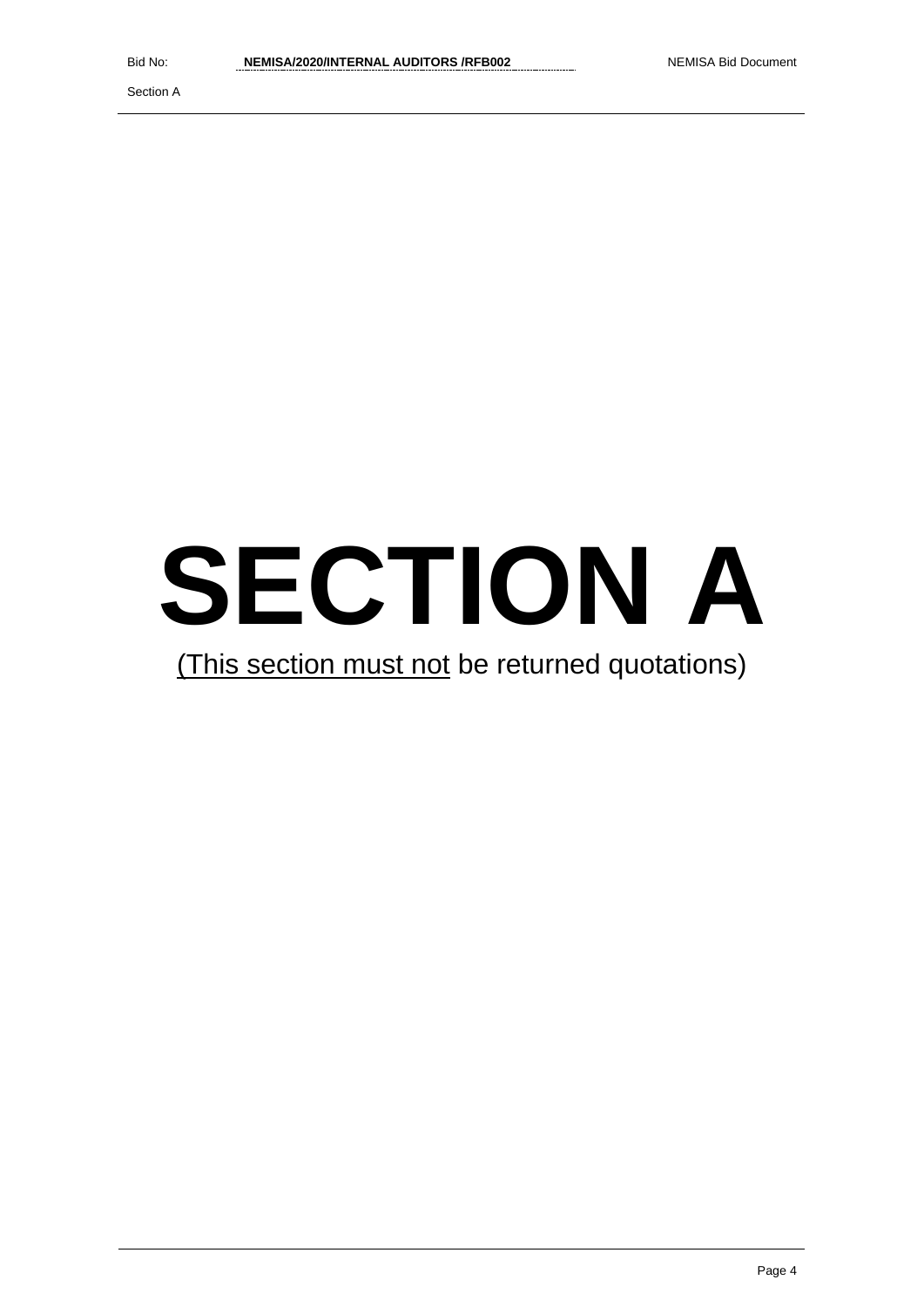# SECTION A

(<u>This section must not</u> be returned quotations)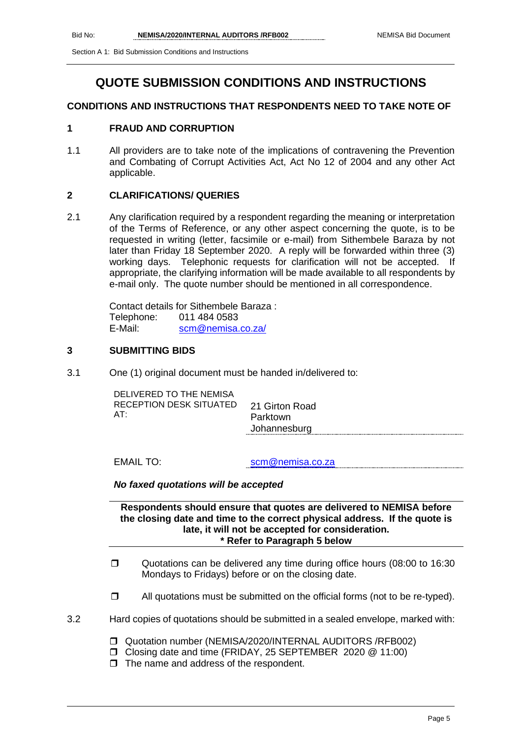# QUOTE SUBMISSION CONDITIONS AND INSTRUCTIONS

## CONDITIONS AND INSTRUCTIONS THAT RESPONDENTS NEED TO TAKE NOTE OF

### 1 FRAUD AND CORRUPTION

1.1 All providers are to take note of the implications of contravening the Prevention and Combating of Corrupt Activities Act, Act No 12 of 2004 and any other Act applicable.

### 2 CLARIFICATIONS/ QUERIES

2.1 Any clarification required by a respondent regarding the meaning or interpretation of the Terms of Reference, or any other aspect concerning the quote, is to be requested in writing (letter, facsimile or e-mail) from Sithembele Baraza by not later than Friday 18 September 2020. A reply will be forwarded within three (3) working days. Telephonic requests for clarification will not be accepted. If appropriate, the clarifying information will be made available to all respondents by e-mail only. The quote number should be mentioned in all correspondence.

Contact details for Sithembele Baraza :
Telephone: 011 484 0583
E-Mail: scm@nemisa.co.za/

### 3 SUBMITTING BIDS

3.1 One (1) original document must be handed in/delivered to:

| | |
|---|---|
| DELIVERED TO THE NEMISA RECEPTION DESK SITUATED AT: | 21 Girton Road<br>Parktown<br>Johannesburg |
| EMAIL TO: | scm@nemisa.co.za |

*No faxed quotations will be accepted*

**Respondents should ensure that quotes are delivered to NEMISA before the closing date and time to the correct physical address. If the quote is late, it will not be accepted for consideration.**
**\* Refer to Paragraph 5 below**

- ❒ Quotations can be delivered any time during office hours (08:00 to 16:30 Mondays to Fridays) before or on the closing date.
- ❒ All quotations must be submitted on the official forms (not to be re-typed).

3.2 Hard copies of quotations should be submitted in a sealed envelope, marked with:

- ❒ Quotation number (NEMISA/2020/INTERNAL AUDITORS /RFB002)
- ❒ Closing date and time (FRIDAY, 25 SEPTEMBER 2020 @ 11:00)
- ❒ The name and address of the respondent.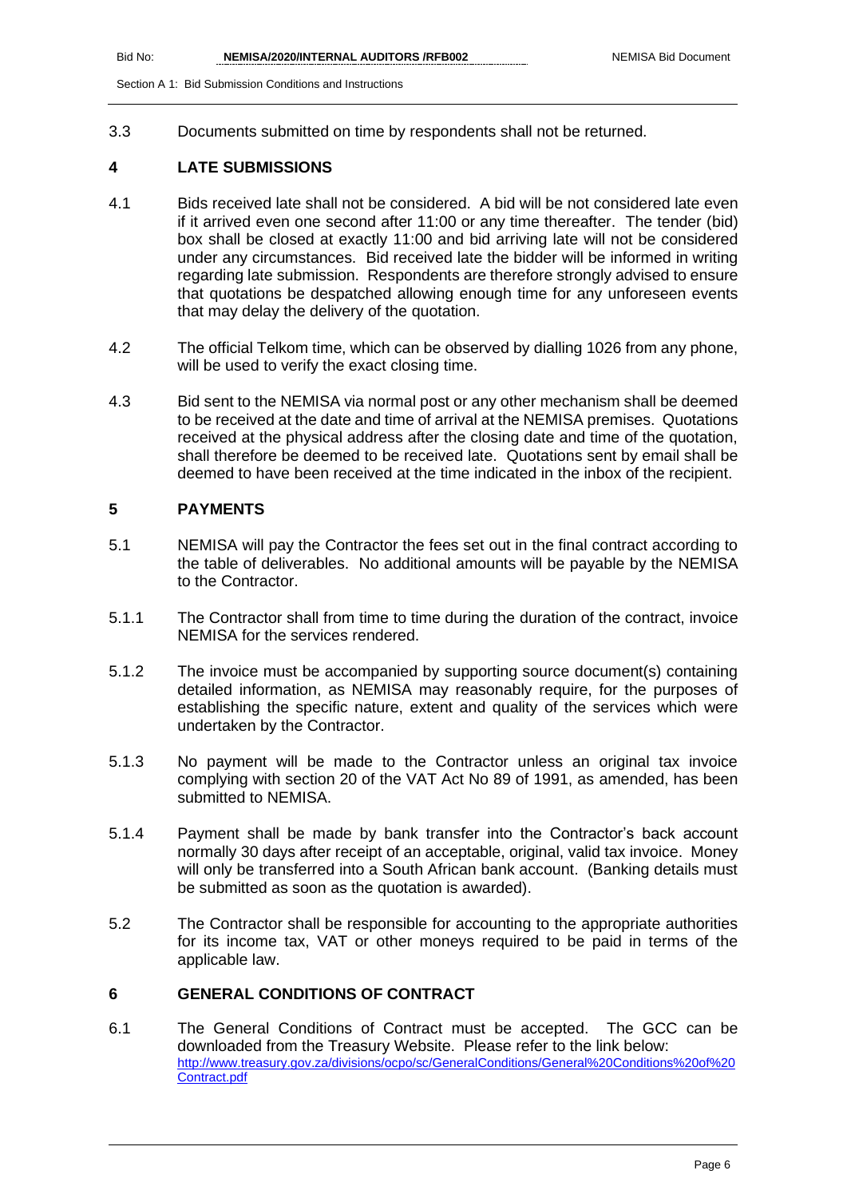3.3 Documents submitted on time by respondents shall not be returned.

## 4 LATE SUBMISSIONS

4.1 Bids received late shall not be considered. A bid will be not considered late even if it arrived even one second after 11:00 or any time thereafter. The tender (bid) box shall be closed at exactly 11:00 and bid arriving late will not be considered under any circumstances. Bid received late the bidder will be informed in writing regarding late submission. Respondents are therefore strongly advised to ensure that quotations be despatched allowing enough time for any unforeseen events that may delay the delivery of the quotation.

4.2 The official Telkom time, which can be observed by dialling 1026 from any phone, will be used to verify the exact closing time.

4.3 Bid sent to the NEMISA via normal post or any other mechanism shall be deemed to be received at the date and time of arrival at the NEMISA premises. Quotations received at the physical address after the closing date and time of the quotation, shall therefore be deemed to be received late. Quotations sent by email shall be deemed to have been received at the time indicated in the inbox of the recipient.

## 5 PAYMENTS

5.1 NEMISA will pay the Contractor the fees set out in the final contract according to the table of deliverables. No additional amounts will be payable by the NEMISA to the Contractor.

5.1.1 The Contractor shall from time to time during the duration of the contract, invoice NEMISA for the services rendered.

5.1.2 The invoice must be accompanied by supporting source document(s) containing detailed information, as NEMISA may reasonably require, for the purposes of establishing the specific nature, extent and quality of the services which were undertaken by the Contractor.

5.1.3 No payment will be made to the Contractor unless an original tax invoice complying with section 20 of the VAT Act No 89 of 1991, as amended, has been submitted to NEMISA.

5.1.4 Payment shall be made by bank transfer into the Contractor's back account normally 30 days after receipt of an acceptable, original, valid tax invoice. Money will only be transferred into a South African bank account. (Banking details must be submitted as soon as the quotation is awarded).

5.2 The Contractor shall be responsible for accounting to the appropriate authorities for its income tax, VAT or other moneys required to be paid in terms of the applicable law.

## 6 GENERAL CONDITIONS OF CONTRACT

6.1 The General Conditions of Contract must be accepted. The GCC can be downloaded from the Treasury Website. Please refer to the link below: http://www.treasury.gov.za/divisions/ocpo/sc/GeneralConditions/General%20Conditions%20of%20Contract.pdf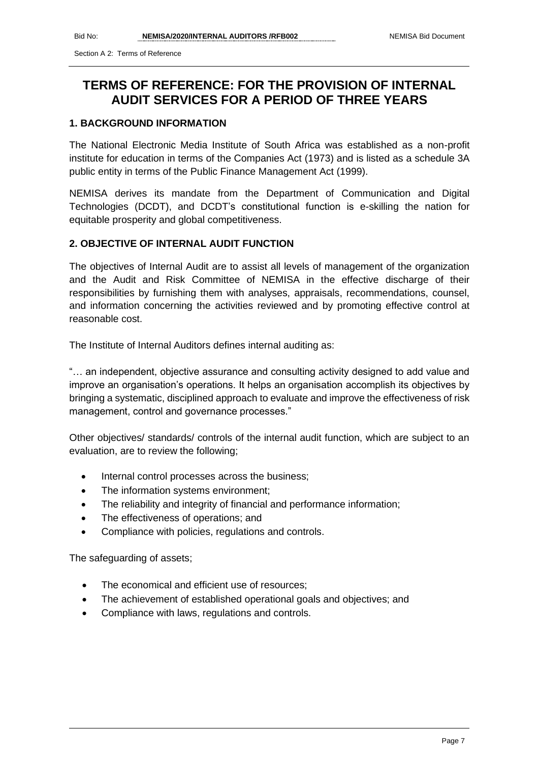# TERMS OF REFERENCE: FOR THE PROVISION OF INTERNAL AUDIT SERVICES FOR A PERIOD OF THREE YEARS

## 1. BACKGROUND INFORMATION

The National Electronic Media Institute of South Africa was established as a non-profit institute for education in terms of the Companies Act (1973) and is listed as a schedule 3A public entity in terms of the Public Finance Management Act (1999).

NEMISA derives its mandate from the Department of Communication and Digital Technologies (DCDT), and DCDT's constitutional function is e-skilling the nation for equitable prosperity and global competitiveness.

## 2. OBJECTIVE OF INTERNAL AUDIT FUNCTION

The objectives of Internal Audit are to assist all levels of management of the organization and the Audit and Risk Committee of NEMISA in the effective discharge of their responsibilities by furnishing them with analyses, appraisals, recommendations, counsel, and information concerning the activities reviewed and by promoting effective control at reasonable cost.

The Institute of Internal Auditors defines internal auditing as:

"… an independent, objective assurance and consulting activity designed to add value and improve an organisation's operations. It helps an organisation accomplish its objectives by bringing a systematic, disciplined approach to evaluate and improve the effectiveness of risk management, control and governance processes."

Other objectives/ standards/ controls of the internal audit function, which are subject to an evaluation, are to review the following;

- Internal control processes across the business;
- The information systems environment;
- The reliability and integrity of financial and performance information;
- The effectiveness of operations; and
- Compliance with policies, regulations and controls.

The safeguarding of assets;

- The economical and efficient use of resources;
- The achievement of established operational goals and objectives; and
- Compliance with laws, regulations and controls.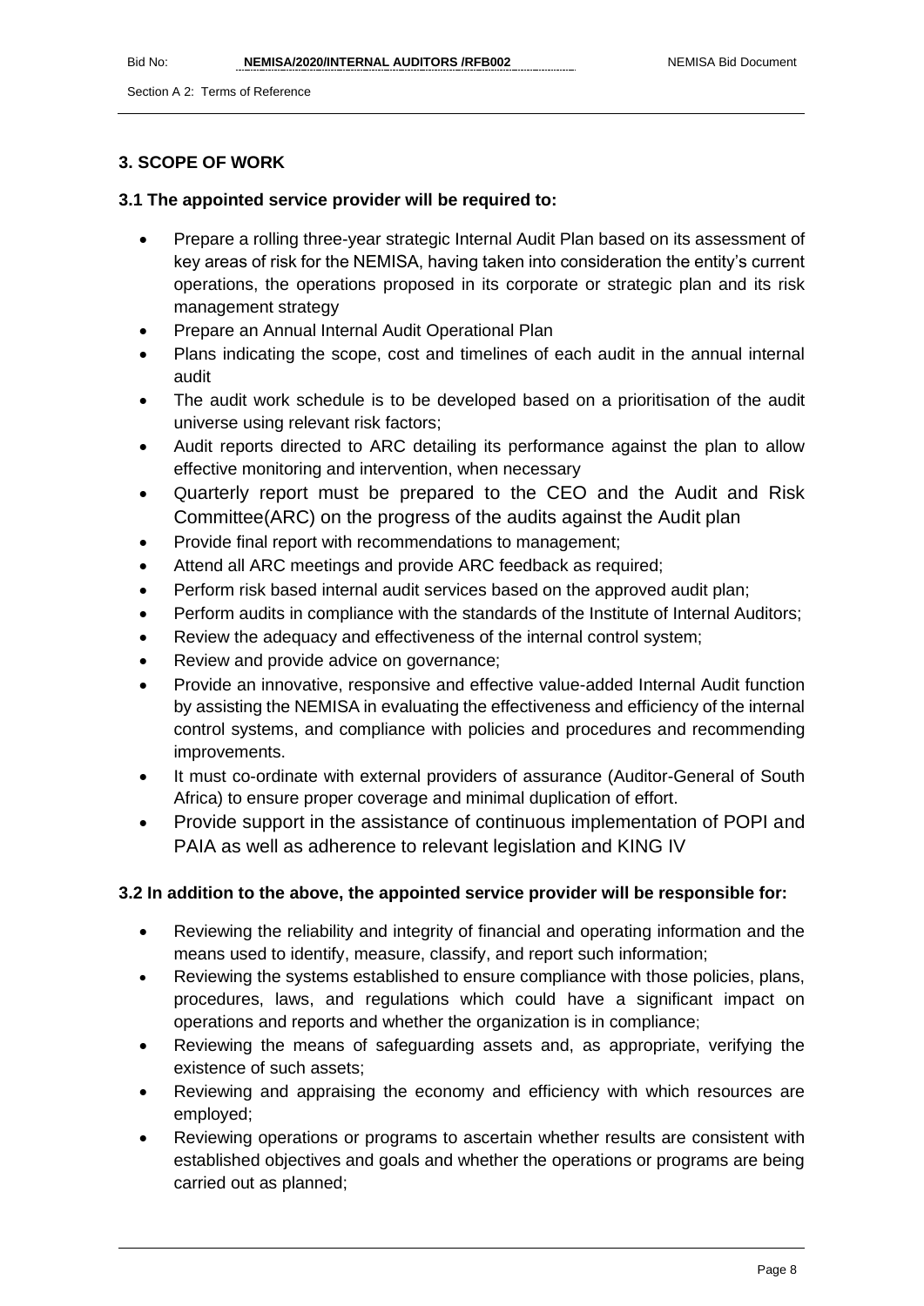## 3. SCOPE OF WORK

### 3.1 The appointed service provider will be required to:

- Prepare a rolling three-year strategic Internal Audit Plan based on its assessment of key areas of risk for the NEMISA, having taken into consideration the entity's current operations, the operations proposed in its corporate or strategic plan and its risk management strategy
- Prepare an Annual Internal Audit Operational Plan
- Plans indicating the scope, cost and timelines of each audit in the annual internal audit
- The audit work schedule is to be developed based on a prioritisation of the audit universe using relevant risk factors;
- Audit reports directed to ARC detailing its performance against the plan to allow effective monitoring and intervention, when necessary
- Quarterly report must be prepared to the CEO and the Audit and Risk Committee(ARC) on the progress of the audits against the Audit plan
- Provide final report with recommendations to management;
- Attend all ARC meetings and provide ARC feedback as required;
- Perform risk based internal audit services based on the approved audit plan;
- Perform audits in compliance with the standards of the Institute of Internal Auditors;
- Review the adequacy and effectiveness of the internal control system;
- Review and provide advice on governance;
- Provide an innovative, responsive and effective value-added Internal Audit function by assisting the NEMISA in evaluating the effectiveness and efficiency of the internal control systems, and compliance with policies and procedures and recommending improvements.
- It must co-ordinate with external providers of assurance (Auditor-General of South Africa) to ensure proper coverage and minimal duplication of effort.
- Provide support in the assistance of continuous implementation of POPI and PAIA as well as adherence to relevant legislation and KING IV

### 3.2 In addition to the above, the appointed service provider will be responsible for:

- Reviewing the reliability and integrity of financial and operating information and the means used to identify, measure, classify, and report such information;
- Reviewing the systems established to ensure compliance with those policies, plans, procedures, laws, and regulations which could have a significant impact on operations and reports and whether the organization is in compliance;
- Reviewing the means of safeguarding assets and, as appropriate, verifying the existence of such assets;
- Reviewing and appraising the economy and efficiency with which resources are employed;
- Reviewing operations or programs to ascertain whether results are consistent with established objectives and goals and whether the operations or programs are being carried out as planned;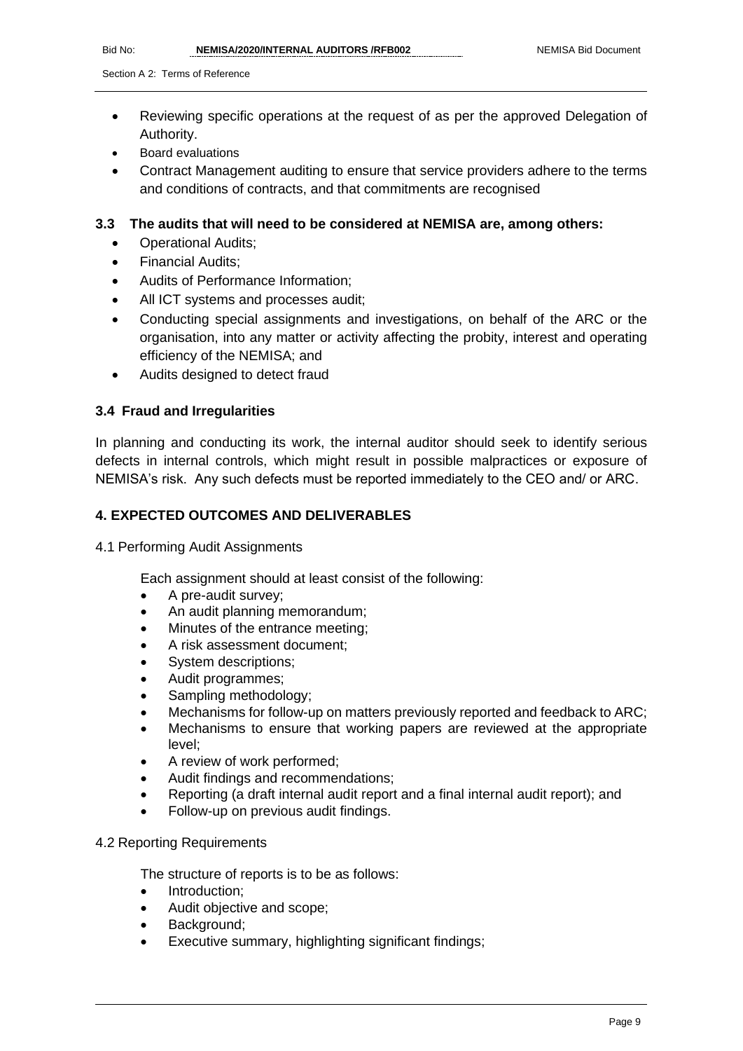- Reviewing specific operations at the request of as per the approved Delegation of Authority.
- Board evaluations
- Contract Management auditing to ensure that service providers adhere to the terms and conditions of contracts, and that commitments are recognised

### 3.3 The audits that will need to be considered at NEMISA are, among others:

- Operational Audits;
- Financial Audits;
- Audits of Performance Information;
- All ICT systems and processes audit;
- Conducting special assignments and investigations, on behalf of the ARC or the organisation, into any matter or activity affecting the probity, interest and operating efficiency of the NEMISA; and
- Audits designed to detect fraud

### 3.4 Fraud and Irregularities

In planning and conducting its work, the internal auditor should seek to identify serious defects in internal controls, which might result in possible malpractices or exposure of NEMISA's risk. Any such defects must be reported immediately to the CEO and/ or ARC.

## 4. EXPECTED OUTCOMES AND DELIVERABLES

4.1 Performing Audit Assignments

Each assignment should at least consist of the following:

- A pre-audit survey;
- An audit planning memorandum;
- Minutes of the entrance meeting;
- A risk assessment document;
- System descriptions;
- Audit programmes;
- Sampling methodology;
- Mechanisms for follow-up on matters previously reported and feedback to ARC;
- Mechanisms to ensure that working papers are reviewed at the appropriate level;
- A review of work performed;
- Audit findings and recommendations;
- Reporting (a draft internal audit report and a final internal audit report); and
- Follow-up on previous audit findings.

4.2 Reporting Requirements

The structure of reports is to be as follows:

- Introduction;
- Audit objective and scope;
- Background;
- Executive summary, highlighting significant findings;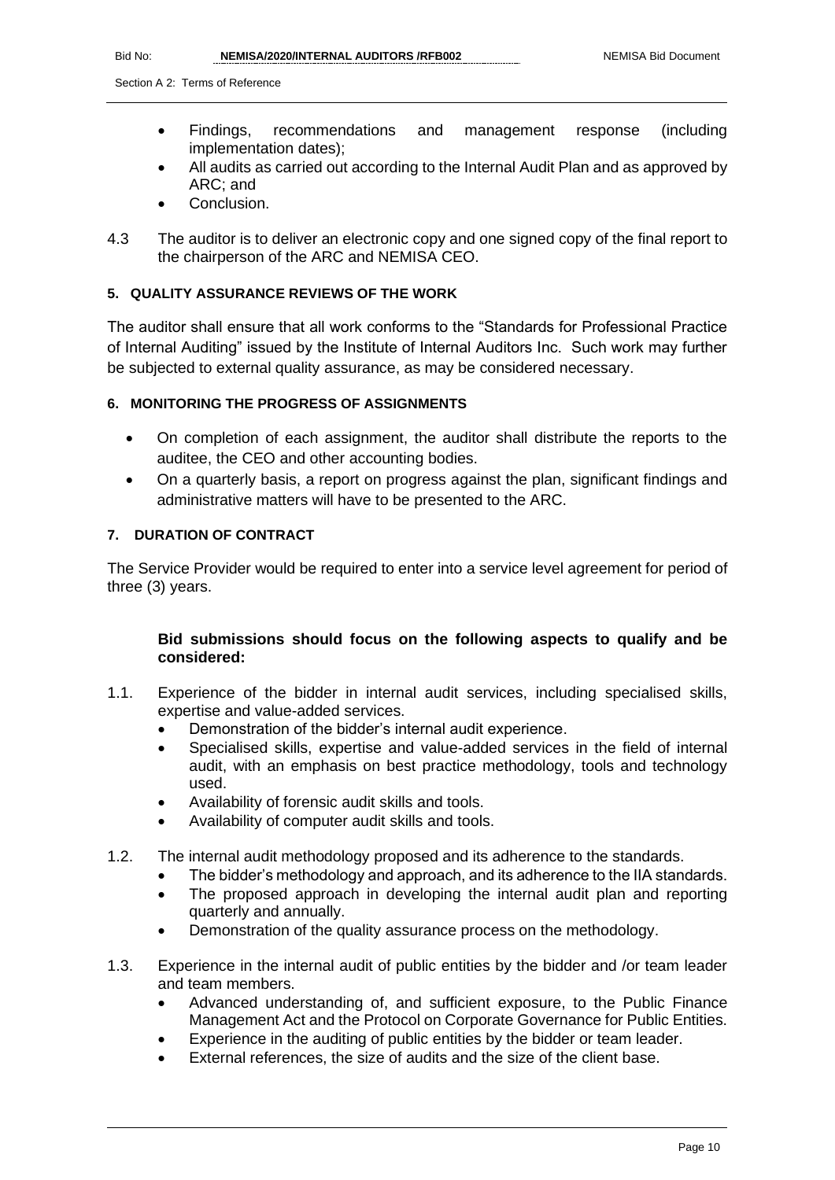- Findings, recommendations and management response (including implementation dates);
- All audits as carried out according to the Internal Audit Plan and as approved by ARC; and
- Conclusion.

4.3 The auditor is to deliver an electronic copy and one signed copy of the final report to the chairperson of the ARC and NEMISA CEO.

#### 5. QUALITY ASSURANCE REVIEWS OF THE WORK

The auditor shall ensure that all work conforms to the "Standards for Professional Practice of Internal Auditing" issued by the Institute of Internal Auditors Inc. Such work may further be subjected to external quality assurance, as may be considered necessary.

#### 6. MONITORING THE PROGRESS OF ASSIGNMENTS

- On completion of each assignment, the auditor shall distribute the reports to the auditee, the CEO and other accounting bodies.
- On a quarterly basis, a report on progress against the plan, significant findings and administrative matters will have to be presented to the ARC.

#### 7. DURATION OF CONTRACT

The Service Provider would be required to enter into a service level agreement for period of three (3) years.

**Bid submissions should focus on the following aspects to qualify and be considered:**

1.1. Experience of the bidder in internal audit services, including specialised skills, expertise and value-added services.
- Demonstration of the bidder's internal audit experience.
- Specialised skills, expertise and value-added services in the field of internal audit, with an emphasis on best practice methodology, tools and technology used.
- Availability of forensic audit skills and tools.
- Availability of computer audit skills and tools.

1.2. The internal audit methodology proposed and its adherence to the standards.
- The bidder's methodology and approach, and its adherence to the IIA standards.
- The proposed approach in developing the internal audit plan and reporting quarterly and annually.
- Demonstration of the quality assurance process on the methodology.

1.3. Experience in the internal audit of public entities by the bidder and /or team leader and team members.
- Advanced understanding of, and sufficient exposure, to the Public Finance Management Act and the Protocol on Corporate Governance for Public Entities.
- Experience in the auditing of public entities by the bidder or team leader.
- External references, the size of audits and the size of the client base.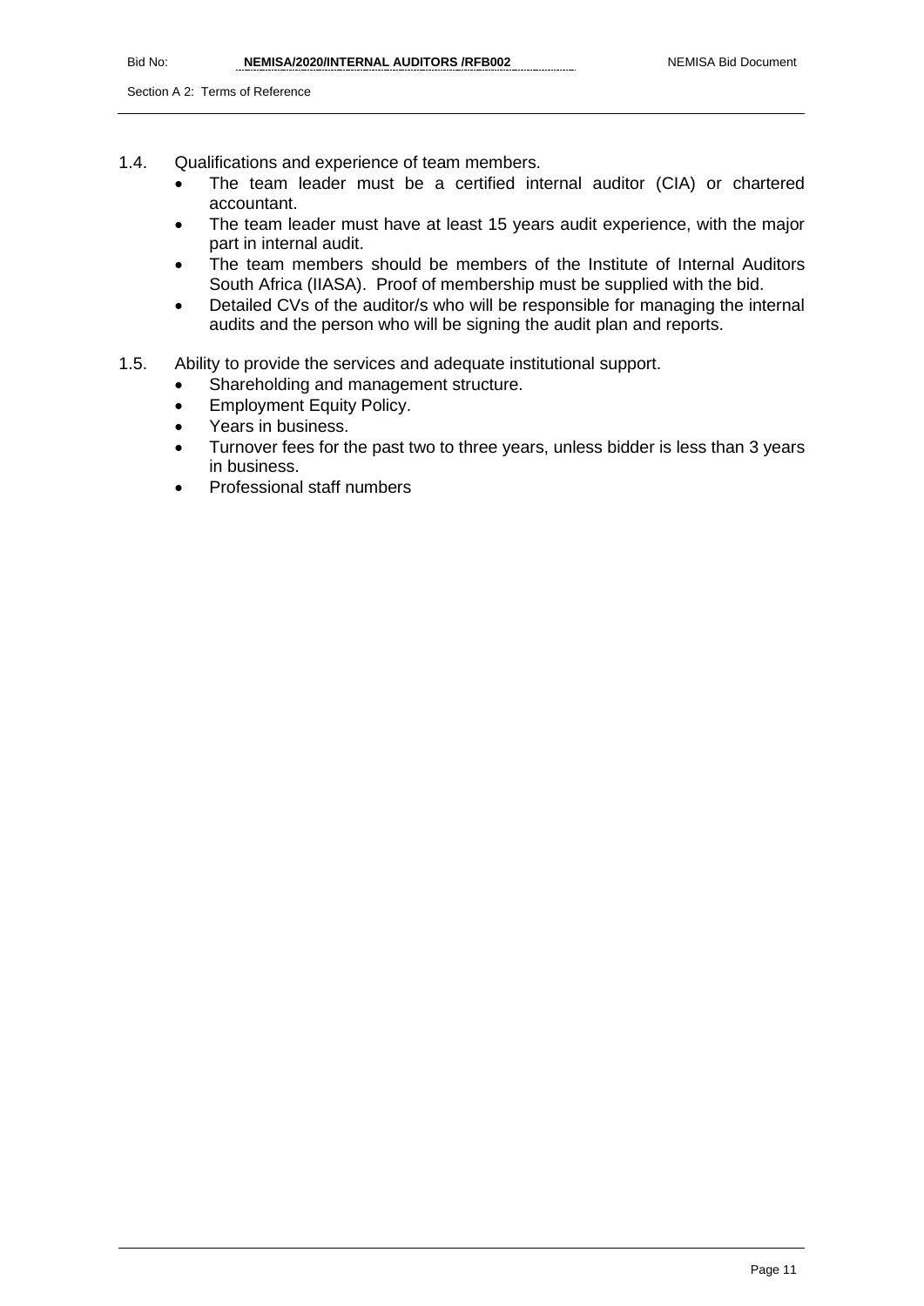1.4. Qualifications and experience of team members.

- The team leader must be a certified internal auditor (CIA) or chartered accountant.
- The team leader must have at least 15 years audit experience, with the major part in internal audit.
- The team members should be members of the Institute of Internal Auditors South Africa (IIASA). Proof of membership must be supplied with the bid.
- Detailed CVs of the auditor/s who will be responsible for managing the internal audits and the person who will be signing the audit plan and reports.

1.5. Ability to provide the services and adequate institutional support.

- Shareholding and management structure.
- Employment Equity Policy.
- Years in business.
- Turnover fees for the past two to three years, unless bidder is less than 3 years in business.
- Professional staff numbers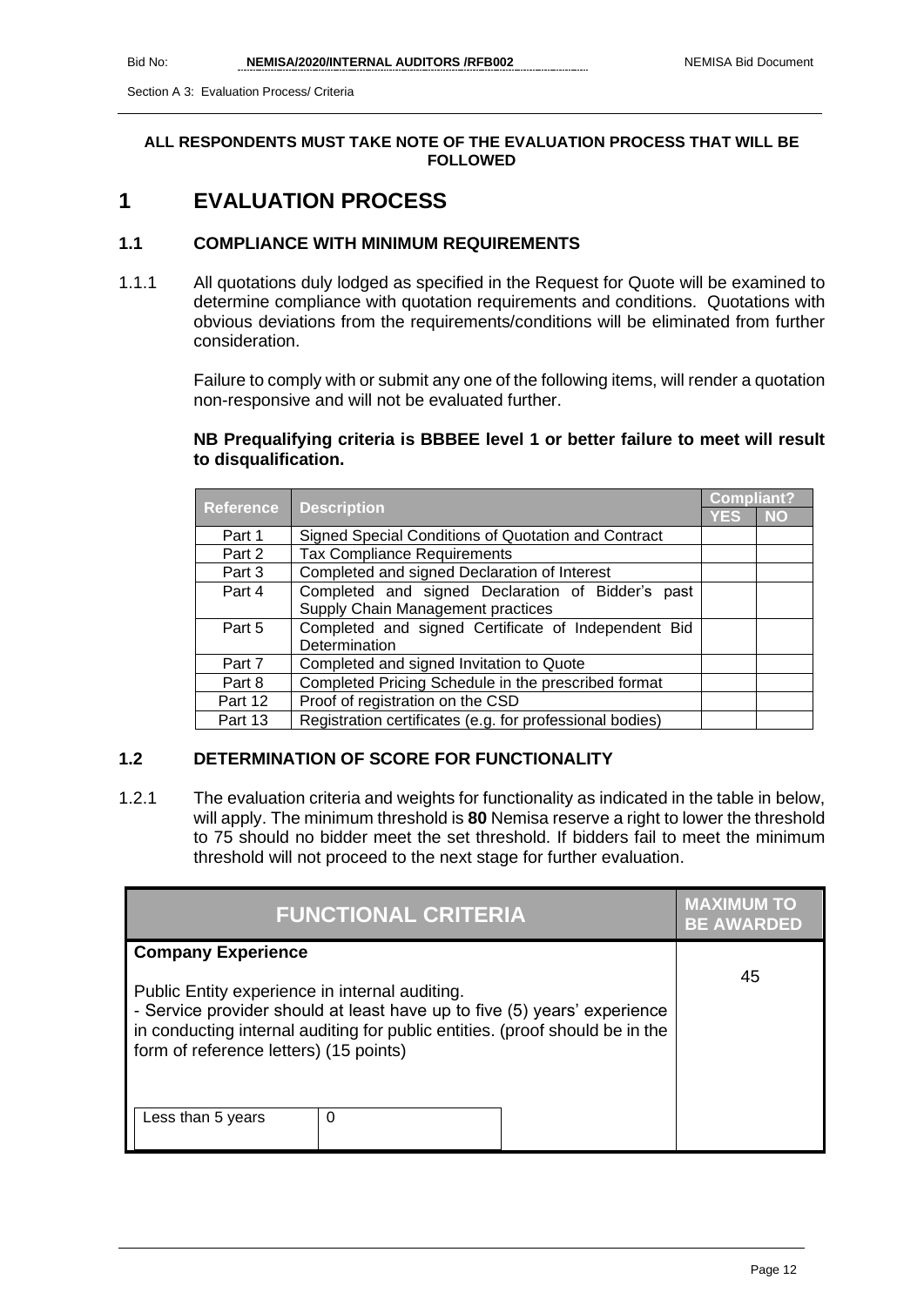**ALL RESPONDENTS MUST TAKE NOTE OF THE EVALUATION PROCESS THAT WILL BE FOLLOWED**

# 1 EVALUATION PROCESS

## 1.1 COMPLIANCE WITH MINIMUM REQUIREMENTS

1.1.1 All quotations duly lodged as specified in the Request for Quote will be examined to determine compliance with quotation requirements and conditions. Quotations with obvious deviations from the requirements/conditions will be eliminated from further consideration.

Failure to comply with or submit any one of the following items, will render a quotation non-responsive and will not be evaluated further.

**NB Prequalifying criteria is BBBEE level 1 or better failure to meet will result to disqualification.**

| Reference | Description | Compliant? | |
|---|---|---|---|
| | | YES | NO |
| Part 1 | Signed Special Conditions of Quotation and Contract | | |
| Part 2 | Tax Compliance Requirements | | |
| Part 3 | Completed and signed Declaration of Interest | | |
| Part 4 | Completed and signed Declaration of Bidder's past Supply Chain Management practices | | |
| Part 5 | Completed and signed Certificate of Independent Bid Determination | | |
| Part 7 | Completed and signed Invitation to Quote | | |
| Part 8 | Completed Pricing Schedule in the prescribed format | | |
| Part 12 | Proof of registration on the CSD | | |
| Part 13 | Registration certificates (e.g. for professional bodies) | | |

## 1.2 DETERMINATION OF SCORE FOR FUNCTIONALITY

1.2.1 The evaluation criteria and weights for functionality as indicated in the table in below, will apply. The minimum threshold is **80** Nemisa reserve a right to lower the threshold to 75 should no bidder meet the set threshold. If bidders fail to meet the minimum threshold will not proceed to the next stage for further evaluation.

| FUNCTIONAL CRITERIA | MAXIMUM TO BE AWARDED |
|---|---|
| **Company Experience**<br><br>Public Entity experience in internal auditing.<br>- Service provider should at least have up to five (5) years' experience in conducting internal auditing for public entities. (proof should be in the form of reference letters) (15 points)<br><br>Less than 5 years \| 0 | 45 |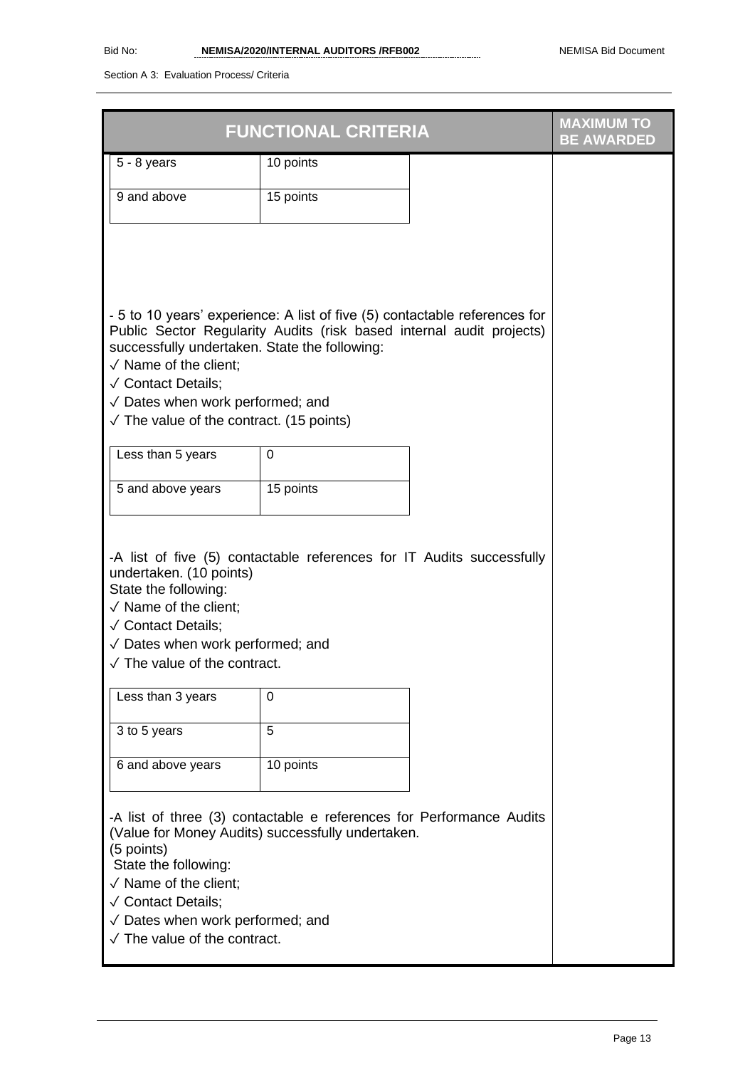Section A 3: Evaluation Process/ Criteria

| FUNCTIONAL CRITERIA | MAXIMUM TO BE AWARDED |
|---|---|
| | |

| | |
|---|---|
| 5 - 8 years | 10 points |
| 9 and above | 15 points |

- 5 to 10 years' experience: A list of five (5) contactable references for Public Sector Regularity Audits (risk based internal audit projects) successfully undertaken. State the following:

✓ Name of the client;
✓ Contact Details;
✓ Dates when work performed; and
✓ The value of the contract. (15 points)

| | |
|---|---|
| Less than 5 years | 0 |
| 5 and above years | 15 points |

-A list of five (5) contactable references for IT Audits successfully undertaken. (10 points)
State the following:

✓ Name of the client;
✓ Contact Details;
✓ Dates when work performed; and
✓ The value of the contract.

| | |
|---|---|
| Less than 3 years | 0 |
| 3 to 5 years | 5 |
| 6 and above years | 10 points |

-A list of three (3) contactable e references for Performance Audits (Value for Money Audits) successfully undertaken.
(5 points)
State the following:

✓ Name of the client;
✓ Contact Details;
✓ Dates when work performed; and
✓ The value of the contract.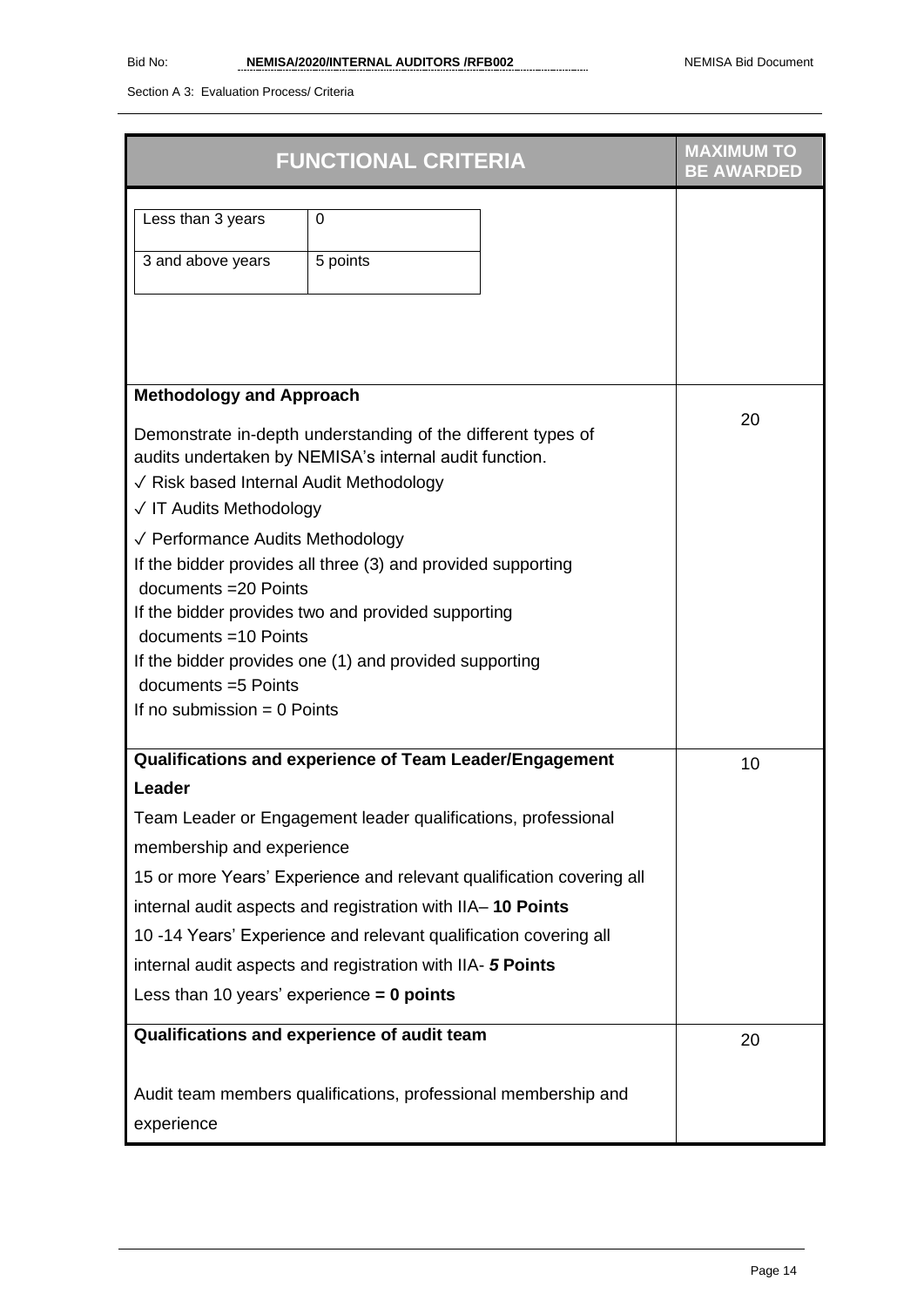| FUNCTIONAL CRITERIA | MAXIMUM TO BE AWARDED |
|---|---|
| Less than 3 years: 0<br>3 and above years: 5 points | |
| **Methodology and Approach**<br>Demonstrate in-depth understanding of the different types of audits undertaken by NEMISA's internal audit function.<br>✓ Risk based Internal Audit Methodology<br>✓ IT Audits Methodology<br>✓ Performance Audits Methodology<br>If the bidder provides all three (3) and provided supporting documents =20 Points<br>If the bidder provides two and provided supporting documents =10 Points<br>If the bidder provides one (1) and provided supporting documents =5 Points<br>If no submission = 0 Points | 20 |
| **Qualifications and experience of Team Leader/Engagement Leader**<br>Team Leader or Engagement leader qualifications, professional membership and experience<br>15 or more Years' Experience and relevant qualification covering all internal audit aspects and registration with IIA– **10 Points**<br>10 -14 Years' Experience and relevant qualification covering all internal audit aspects and registration with IIA- ***5* Points**<br>Less than 10 years' experience **= 0 points** | 10 |
| **Qualifications and experience of audit team**<br>Audit team members qualifications, professional membership and experience | 20 |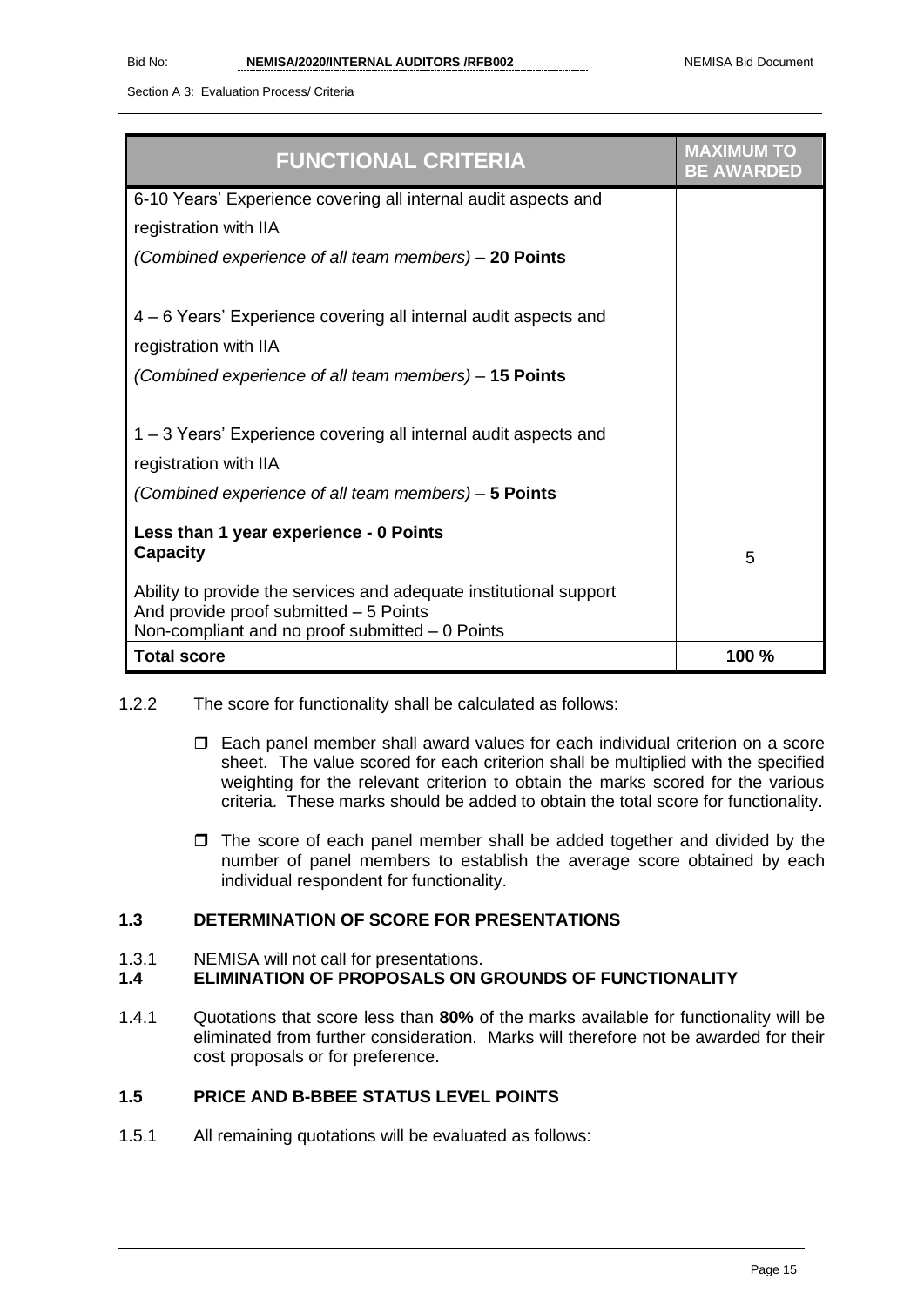| FUNCTIONAL CRITERIA | MAXIMUM TO BE AWARDED |
|---|---|
| 6-10 Years' Experience covering all internal audit aspects and registration with IIA<br>*(Combined experience of all team members)* **– 20 Points**<br><br>4 – 6 Years' Experience covering all internal audit aspects and registration with IIA<br>*(Combined experience of all team members)* – **15 Points**<br><br>1 – 3 Years' Experience covering all internal audit aspects and registration with IIA<br>*(Combined experience of all team members)* – **5 Points**<br><br>**Less than 1 year experience - 0 Points** | |
| **Capacity**<br><br>Ability to provide the services and adequate institutional support And provide proof submitted – 5 Points<br>Non-compliant and no proof submitted – 0 Points | 5 |
| **Total score** | **100 %** |

1.2.2 The score for functionality shall be calculated as follows:

- Each panel member shall award values for each individual criterion on a score sheet. The value scored for each criterion shall be multiplied with the specified weighting for the relevant criterion to obtain the marks scored for the various criteria. These marks should be added to obtain the total score for functionality.
- The score of each panel member shall be added together and divided by the number of panel members to establish the average score obtained by each individual respondent for functionality.

### 1.3 DETERMINATION OF SCORE FOR PRESENTATIONS

1.3.1 NEMISA will not call for presentations.

### 1.4 ELIMINATION OF PROPOSALS ON GROUNDS OF FUNCTIONALITY

1.4.1 Quotations that score less than **80%** of the marks available for functionality will be eliminated from further consideration. Marks will therefore not be awarded for their cost proposals or for preference.

### 1.5 PRICE AND B-BBEE STATUS LEVEL POINTS

1.5.1 All remaining quotations will be evaluated as follows: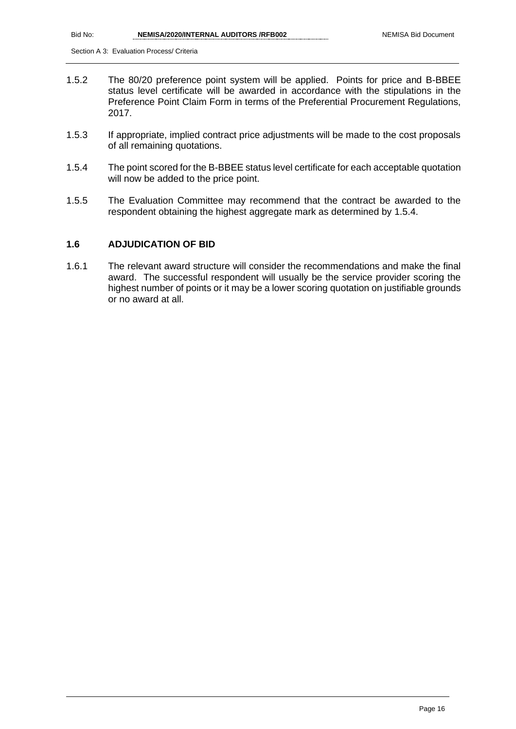1.5.2 The 80/20 preference point system will be applied. Points for price and B-BBEE status level certificate will be awarded in accordance with the stipulations in the Preference Point Claim Form in terms of the Preferential Procurement Regulations, 2017.

1.5.3 If appropriate, implied contract price adjustments will be made to the cost proposals of all remaining quotations.

1.5.4 The point scored for the B-BBEE status level certificate for each acceptable quotation will now be added to the price point.

1.5.5 The Evaluation Committee may recommend that the contract be awarded to the respondent obtaining the highest aggregate mark as determined by 1.5.4.

## 1.6 ADJUDICATION OF BID

1.6.1 The relevant award structure will consider the recommendations and make the final award. The successful respondent will usually be the service provider scoring the highest number of points or it may be a lower scoring quotation on justifiable grounds or no award at all.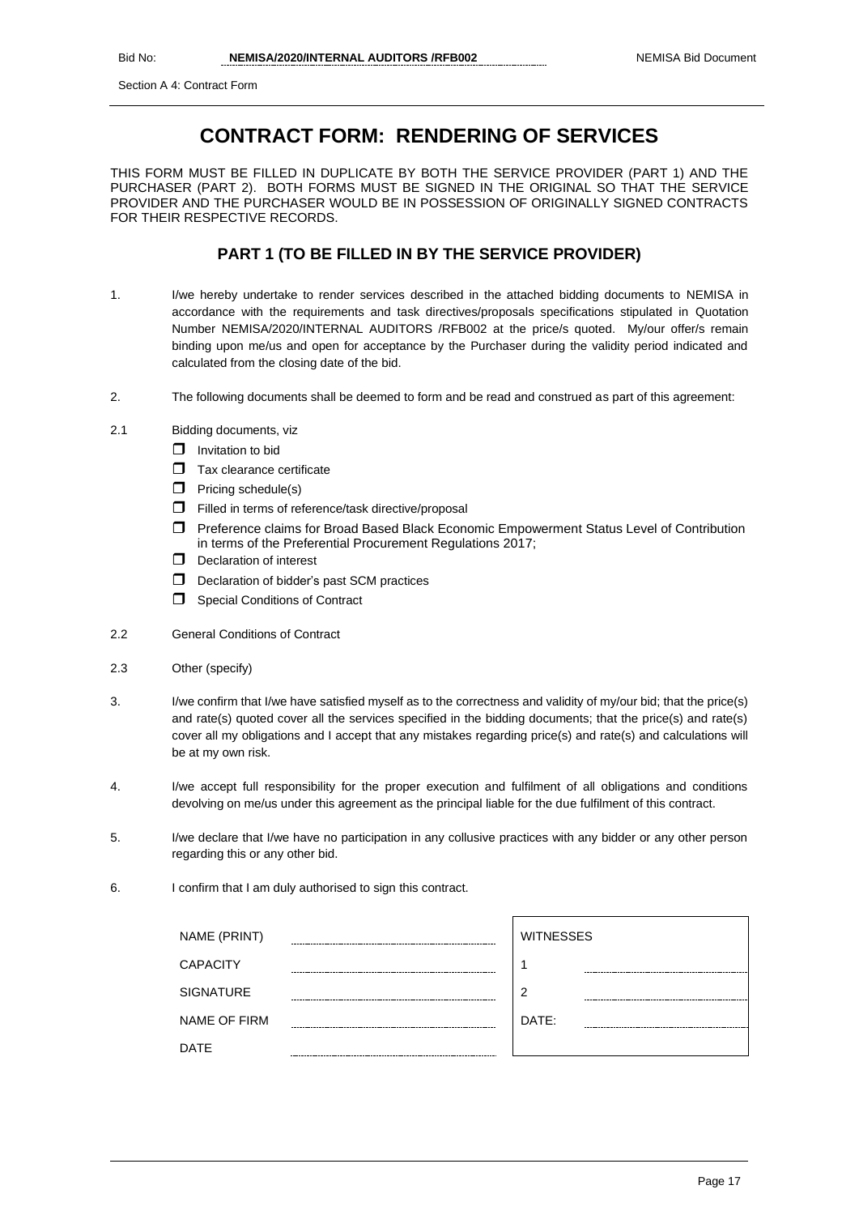Section A 4: Contract Form

# CONTRACT FORM: RENDERING OF SERVICES

THIS FORM MUST BE FILLED IN DUPLICATE BY BOTH THE SERVICE PROVIDER (PART 1) AND THE PURCHASER (PART 2). BOTH FORMS MUST BE SIGNED IN THE ORIGINAL SO THAT THE SERVICE PROVIDER AND THE PURCHASER WOULD BE IN POSSESSION OF ORIGINALLY SIGNED CONTRACTS FOR THEIR RESPECTIVE RECORDS.

## PART 1 (TO BE FILLED IN BY THE SERVICE PROVIDER)

1. I/we hereby undertake to render services described in the attached bidding documents to NEMISA in accordance with the requirements and task directives/proposals specifications stipulated in Quotation Number NEMISA/2020/INTERNAL AUDITORS /RFB002 at the price/s quoted. My/our offer/s remain binding upon me/us and open for acceptance by the Purchaser during the validity period indicated and calculated from the closing date of the bid.

2. The following documents shall be deemed to form and be read and construed as part of this agreement:

2.1 Bidding documents, viz

- ❒ Invitation to bid
- ❒ Tax clearance certificate
- ❒ Pricing schedule(s)
- ❒ Filled in terms of reference/task directive/proposal
- ❒ Preference claims for Broad Based Black Economic Empowerment Status Level of Contribution in terms of the Preferential Procurement Regulations 2017;
- ❒ Declaration of interest
- ❒ Declaration of bidder's past SCM practices
- ❒ Special Conditions of Contract

2.2 General Conditions of Contract

2.3 Other (specify)

3. I/we confirm that I/we have satisfied myself as to the correctness and validity of my/our bid; that the price(s) and rate(s) quoted cover all the services specified in the bidding documents; that the price(s) and rate(s) cover all my obligations and I accept that any mistakes regarding price(s) and rate(s) and calculations will be at my own risk.

4. I/we accept full responsibility for the proper execution and fulfilment of all obligations and conditions devolving on me/us under this agreement as the principal liable for the due fulfilment of this contract.

5. I/we declare that I/we have no participation in any collusive practices with any bidder or any other person regarding this or any other bid.

6. I confirm that I am duly authorised to sign this contract.

| | | | |
|---|---|---|---|
| NAME (PRINT) | ............................ | WITNESSES | |
| CAPACITY | ............................ | 1 | ............................ |
| SIGNATURE | ............................ | 2 | ............................ |
| NAME OF FIRM | ............................ | DATE: | ............................ |
| DATE | ............................ | | |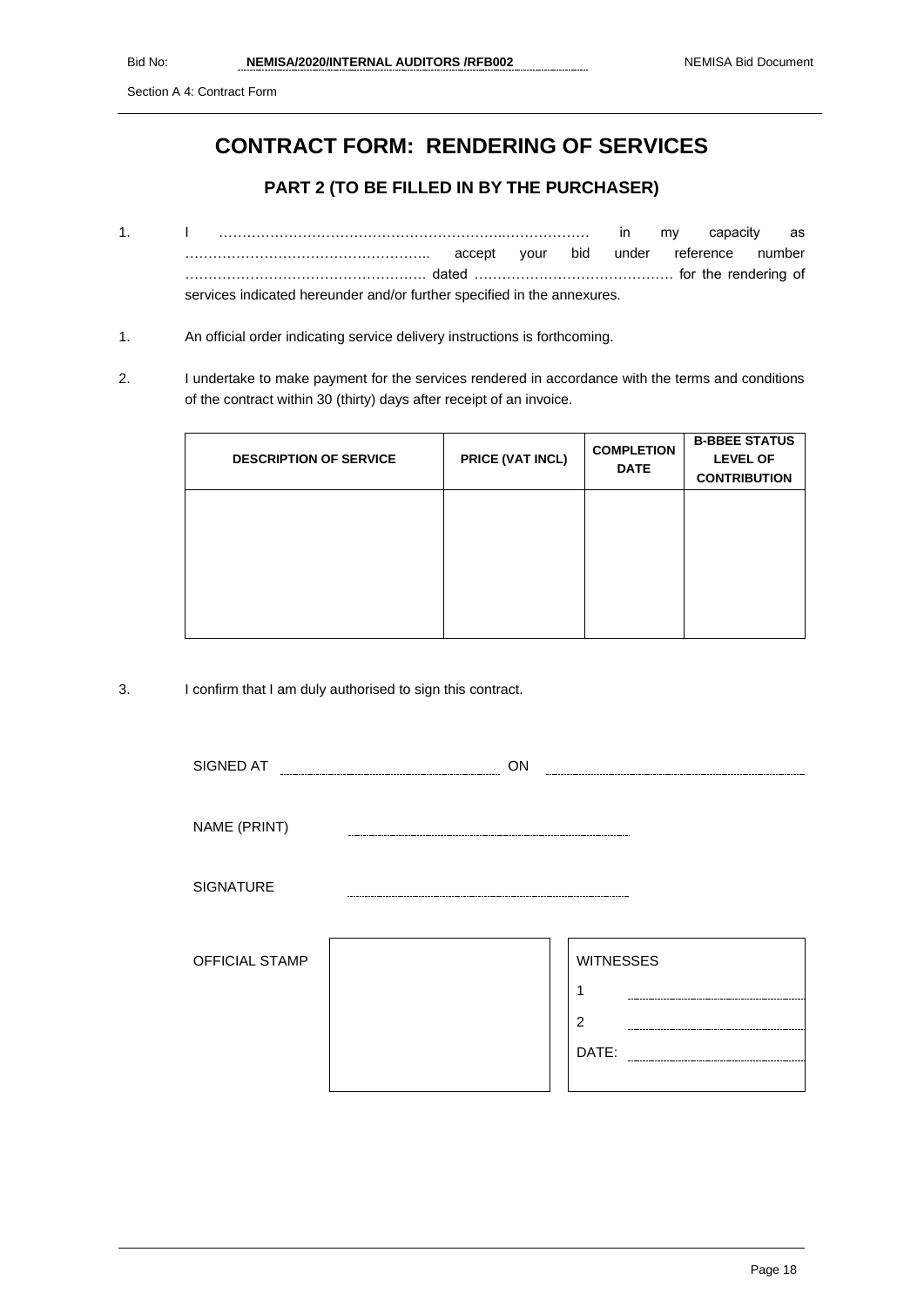# CONTRACT FORM: RENDERING OF SERVICES

## PART 2 (TO BE FILLED IN BY THE PURCHASER)

1. I …………………………………………………..……………… in my capacity as …………………………………………….. accept your bid under reference number ……………………………………………. dated …………………………………… for the rendering of services indicated hereunder and/or further specified in the annexures.

1. An official order indicating service delivery instructions is forthcoming.

2. I undertake to make payment for the services rendered in accordance with the terms and conditions of the contract within 30 (thirty) days after receipt of an invoice.

| DESCRIPTION OF SERVICE | PRICE (VAT INCL) | COMPLETION DATE | B-BBEE STATUS LEVEL OF CONTRIBUTION |
|---|---|---|---|
| | | | |

3. I confirm that I am duly authorised to sign this contract.

SIGNED AT .................................................... ON ....................................................

NAME (PRINT) ....................................................

SIGNATURE ....................................................

| OFFICIAL STAMP | | WITNESSES |
|---|---|---|
| | | 1 .................................... |
| | | 2 .................................... |
| | | DATE: .................................... |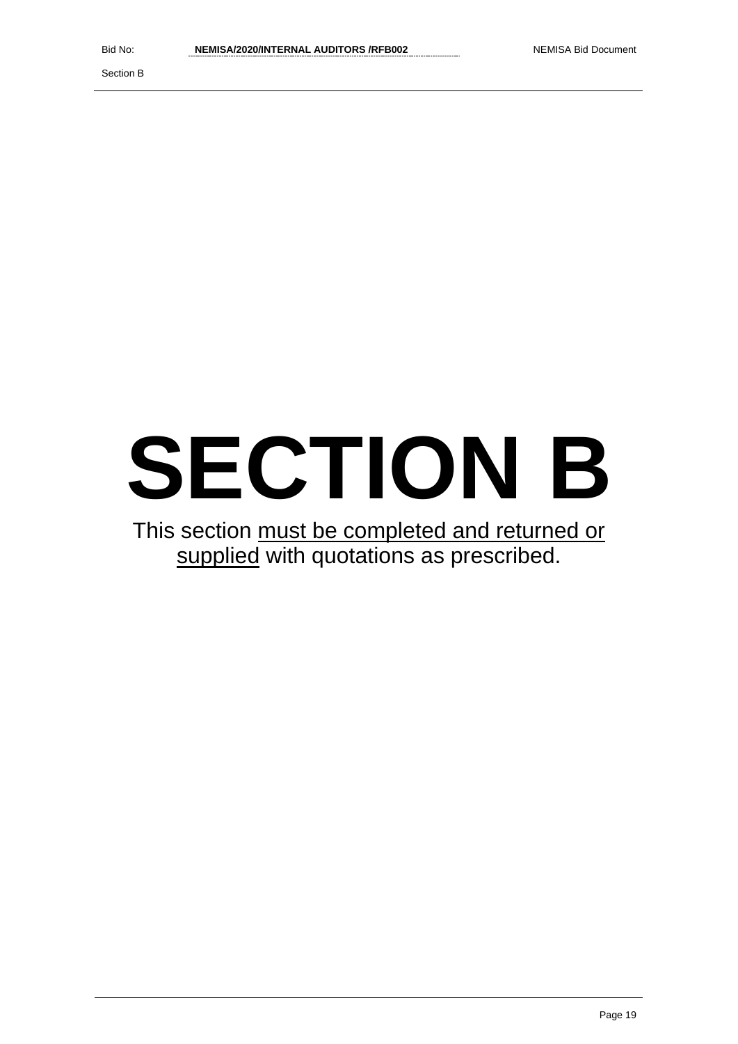# SECTION B

This section must be completed and returned or supplied with quotations as prescribed.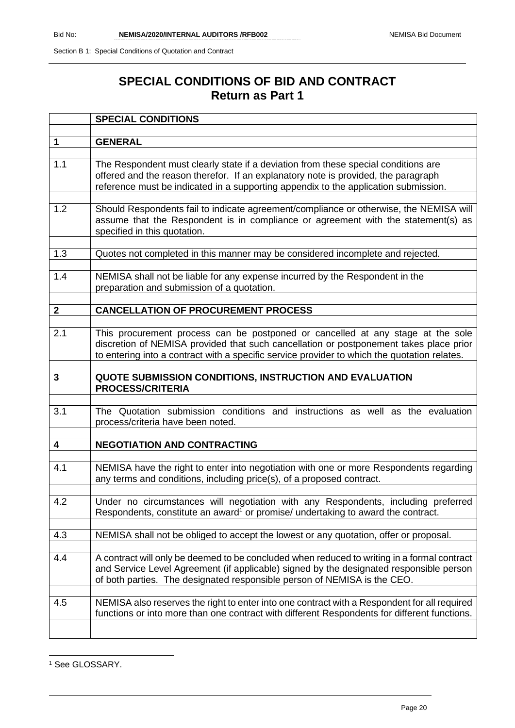# SPECIAL CONDITIONS OF BID AND CONTRACT
## Return as Part 1

| | SPECIAL CONDITIONS |
|---|---|
| | |
| **1** | **GENERAL** |
| | |
| 1.1 | The Respondent must clearly state if a deviation from these special conditions are offered and the reason therefor. If an explanatory note is provided, the paragraph reference must be indicated in a supporting appendix to the application submission. |
| | |
| 1.2 | Should Respondents fail to indicate agreement/compliance or otherwise, the NEMISA will assume that the Respondent is in compliance or agreement with the statement(s) as specified in this quotation. |
| | |
| 1.3 | Quotes not completed in this manner may be considered incomplete and rejected. |
| | |
| 1.4 | NEMISA shall not be liable for any expense incurred by the Respondent in the preparation and submission of a quotation. |
| | |
| **2** | **CANCELLATION OF PROCUREMENT PROCESS** |
| | |
| 2.1 | This procurement process can be postponed or cancelled at any stage at the sole discretion of NEMISA provided that such cancellation or postponement takes place prior to entering into a contract with a specific service provider to which the quotation relates. |
| | |
| **3** | **QUOTE SUBMISSION CONDITIONS, INSTRUCTION AND EVALUATION PROCESS/CRITERIA** |
| | |
| 3.1 | The Quotation submission conditions and instructions as well as the evaluation process/criteria have been noted. |
| | |
| **4** | **NEGOTIATION AND CONTRACTING** |
| | |
| 4.1 | NEMISA have the right to enter into negotiation with one or more Respondents regarding any terms and conditions, including price(s), of a proposed contract. |
| | |
| 4.2 | Under no circumstances will negotiation with any Respondents, including preferred Respondents, constitute an award[1] or promise/ undertaking to award the contract. |
| | |
| 4.3 | NEMISA shall not be obliged to accept the lowest or any quotation, offer or proposal. |
| | |
| 4.4 | A contract will only be deemed to be concluded when reduced to writing in a formal contract and Service Level Agreement (if applicable) signed by the designated responsible person of both parties. The designated responsible person of NEMISA is the CEO. |
| | |
| 4.5 | NEMISA also reserves the right to enter into one contract with a Respondent for all required functions or into more than one contract with different Respondents for different functions. |
| | |

[1] See GLOSSARY.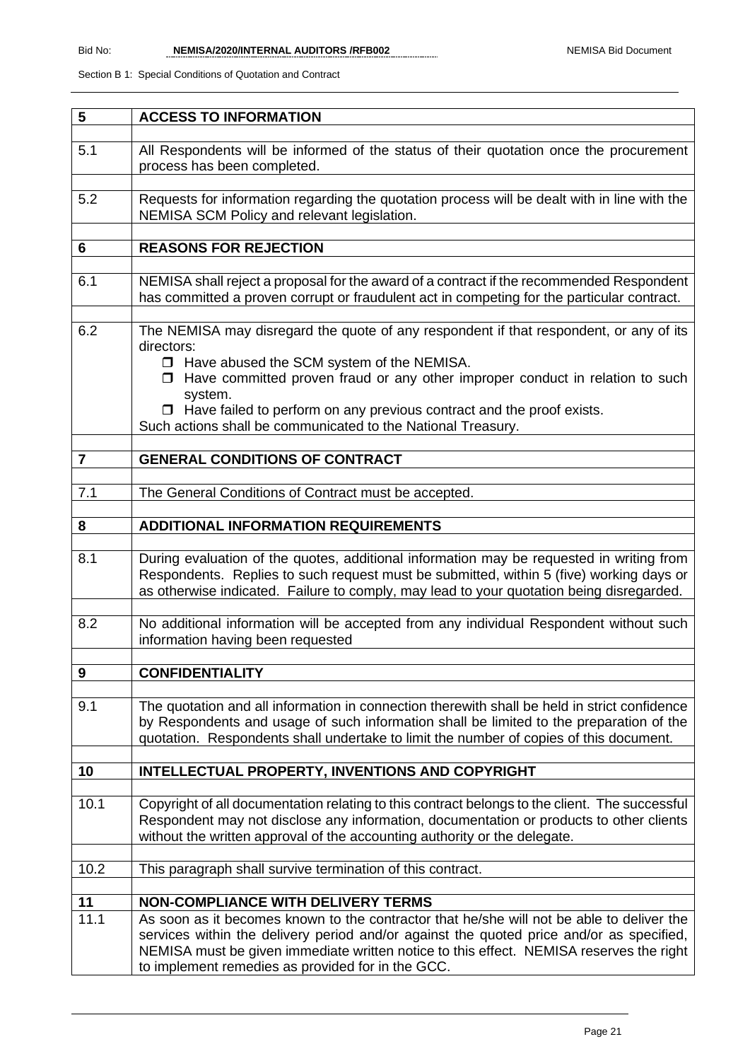| | |
|---|---|
| **5** | **ACCESS TO INFORMATION** |
| 5.1 | All Respondents will be informed of the status of their quotation once the procurement process has been completed. |
| 5.2 | Requests for information regarding the quotation process will be dealt with in line with the NEMISA SCM Policy and relevant legislation. |
| **6** | **REASONS FOR REJECTION** |
| 6.1 | NEMISA shall reject a proposal for the award of a contract if the recommended Respondent has committed a proven corrupt or fraudulent act in competing for the particular contract. |
| 6.2 | The NEMISA may disregard the quote of any respondent if that respondent, or any of its directors:<br>☐ Have abused the SCM system of the NEMISA.<br>☐ Have committed proven fraud or any other improper conduct in relation to such system.<br>☐ Have failed to perform on any previous contract and the proof exists.<br>Such actions shall be communicated to the National Treasury. |
| **7** | **GENERAL CONDITIONS OF CONTRACT** |
| 7.1 | The General Conditions of Contract must be accepted. |
| **8** | **ADDITIONAL INFORMATION REQUIREMENTS** |
| 8.1 | During evaluation of the quotes, additional information may be requested in writing from Respondents. Replies to such request must be submitted, within 5 (five) working days or as otherwise indicated. Failure to comply, may lead to your quotation being disregarded. |
| 8.2 | No additional information will be accepted from any individual Respondent without such information having been requested |
| **9** | **CONFIDENTIALITY** |
| 9.1 | The quotation and all information in connection therewith shall be held in strict confidence by Respondents and usage of such information shall be limited to the preparation of the quotation. Respondents shall undertake to limit the number of copies of this document. |
| **10** | **INTELLECTUAL PROPERTY, INVENTIONS AND COPYRIGHT** |
| 10.1 | Copyright of all documentation relating to this contract belongs to the client. The successful Respondent may not disclose any information, documentation or products to other clients without the written approval of the accounting authority or the delegate. |
| 10.2 | This paragraph shall survive termination of this contract. |
| **11** | **NON-COMPLIANCE WITH DELIVERY TERMS** |
| 11.1 | As soon as it becomes known to the contractor that he/she will not be able to deliver the services within the delivery period and/or against the quoted price and/or as specified, NEMISA must be given immediate written notice to this effect. NEMISA reserves the right to implement remedies as provided for in the GCC. |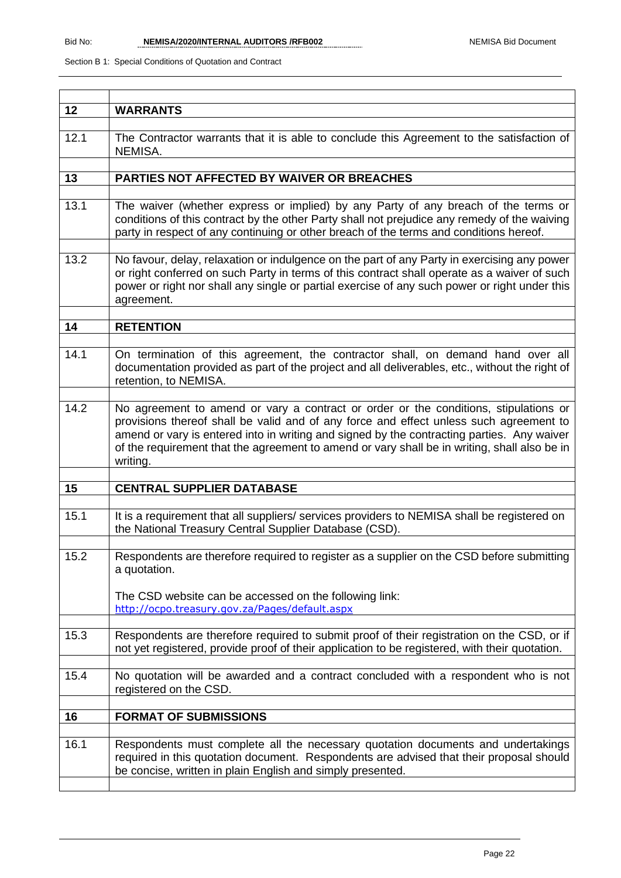| | |
|---|---|
| **12** | **WARRANTS** |
| 12.1 | The Contractor warrants that it is able to conclude this Agreement to the satisfaction of NEMISA. |
| **13** | **PARTIES NOT AFFECTED BY WAIVER OR BREACHES** |
| 13.1 | The waiver (whether express or implied) by any Party of any breach of the terms or conditions of this contract by the other Party shall not prejudice any remedy of the waiving party in respect of any continuing or other breach of the terms and conditions hereof. |
| 13.2 | No favour, delay, relaxation or indulgence on the part of any Party in exercising any power or right conferred on such Party in terms of this contract shall operate as a waiver of such power or right nor shall any single or partial exercise of any such power or right under this agreement. |
| **14** | **RETENTION** |
| 14.1 | On termination of this agreement, the contractor shall, on demand hand over all documentation provided as part of the project and all deliverables, etc., without the right of retention, to NEMISA. |
| 14.2 | No agreement to amend or vary a contract or order or the conditions, stipulations or provisions thereof shall be valid and of any force and effect unless such agreement to amend or vary is entered into in writing and signed by the contracting parties. Any waiver of the requirement that the agreement to amend or vary shall be in writing, shall also be in writing. |
| **15** | **CENTRAL SUPPLIER DATABASE** |
| 15.1 | It is a requirement that all suppliers/ services providers to NEMISA shall be registered on the National Treasury Central Supplier Database (CSD). |
| 15.2 | Respondents are therefore required to register as a supplier on the CSD before submitting a quotation.<br><br>The CSD website can be accessed on the following link:<br>http://ocpo.treasury.gov.za/Pages/default.aspx |
| 15.3 | Respondents are therefore required to submit proof of their registration on the CSD, or if not yet registered, provide proof of their application to be registered, with their quotation. |
| 15.4 | No quotation will be awarded and a contract concluded with a respondent who is not registered on the CSD. |
| **16** | **FORMAT OF SUBMISSIONS** |
| 16.1 | Respondents must complete all the necessary quotation documents and undertakings required in this quotation document. Respondents are advised that their proposal should be concise, written in plain English and simply presented. |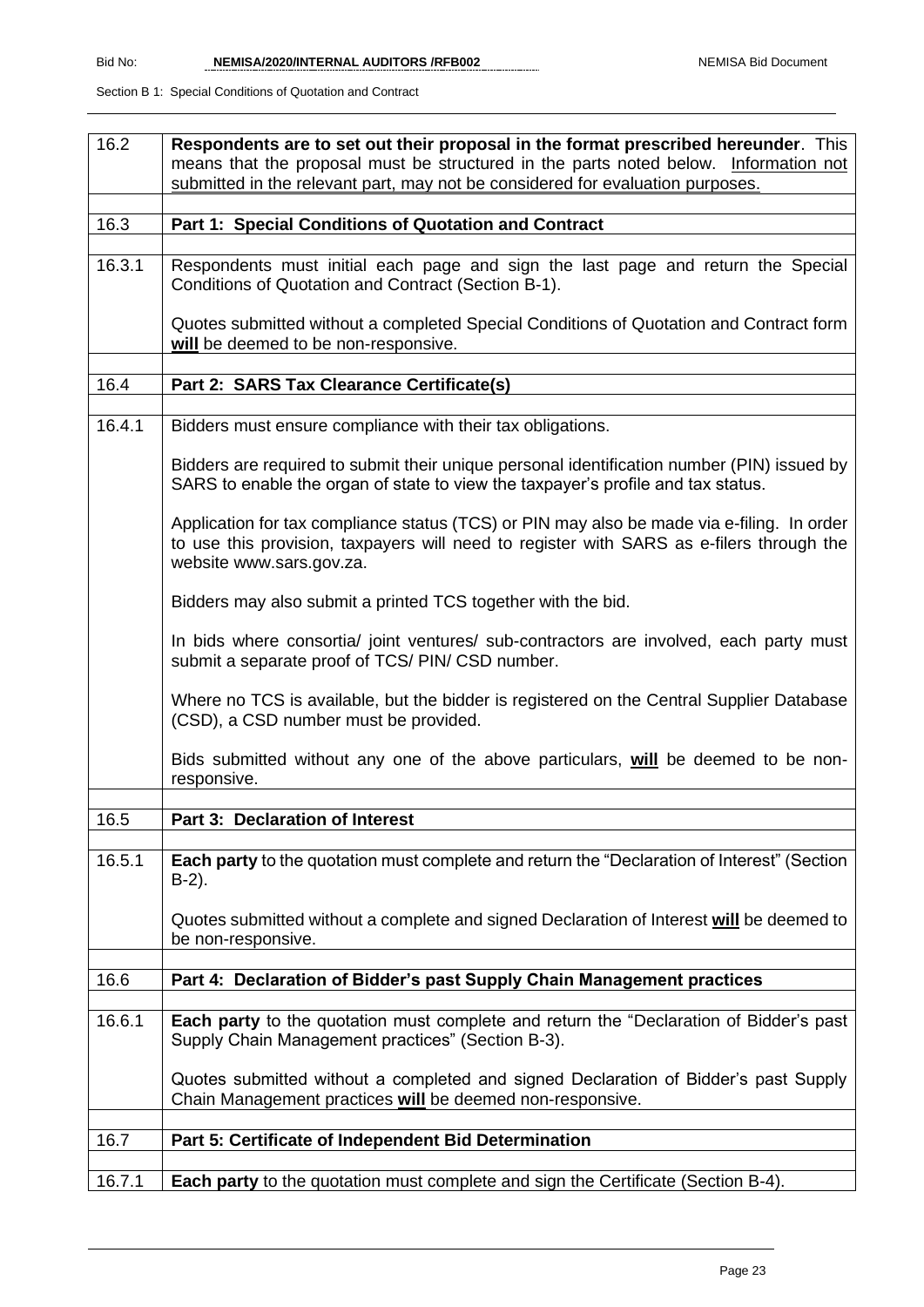| | |
|---|---|
| 16.2 | **Respondents are to set out their proposal in the format prescribed hereunder**. This means that the proposal must be structured in the parts noted below. <u>Information not submitted in the relevant part, may not be considered for evaluation purposes.</u> |
| | |
| 16.3 | **Part 1: Special Conditions of Quotation and Contract** |
| | |
| 16.3.1 | Respondents must initial each page and sign the last page and return the Special Conditions of Quotation and Contract (Section B-1).<br><br>Quotes submitted without a completed Special Conditions of Quotation and Contract form **<u>will</u>** be deemed to be non-responsive. |
| | |
| 16.4 | **Part 2: SARS Tax Clearance Certificate(s)** |
| | |
| 16.4.1 | Bidders must ensure compliance with their tax obligations.<br><br>Bidders are required to submit their unique personal identification number (PIN) issued by SARS to enable the organ of state to view the taxpayer's profile and tax status.<br><br>Application for tax compliance status (TCS) or PIN may also be made via e-filing. In order to use this provision, taxpayers will need to register with SARS as e-filers through the website www.sars.gov.za.<br><br>Bidders may also submit a printed TCS together with the bid.<br><br>In bids where consortia/ joint ventures/ sub-contractors are involved, each party must submit a separate proof of TCS/ PIN/ CSD number.<br><br>Where no TCS is available, but the bidder is registered on the Central Supplier Database (CSD), a CSD number must be provided.<br><br>Bids submitted without any one of the above particulars, **<u>will</u>** be deemed to be non-responsive. |
| | |
| 16.5 | **Part 3: Declaration of Interest** |
| | |
| 16.5.1 | **Each party** to the quotation must complete and return the "Declaration of Interest" (Section B-2).<br><br>Quotes submitted without a complete and signed Declaration of Interest **<u>will</u>** be deemed to be non-responsive. |
| | |
| 16.6 | **Part 4: Declaration of Bidder's past Supply Chain Management practices** |
| | |
| 16.6.1 | **Each party** to the quotation must complete and return the "Declaration of Bidder's past Supply Chain Management practices" (Section B-3).<br><br>Quotes submitted without a completed and signed Declaration of Bidder's past Supply Chain Management practices **<u>will</u>** be deemed non-responsive. |
| | |
| 16.7 | **Part 5: Certificate of Independent Bid Determination** |
| | |
| 16.7.1 | **Each party** to the quotation must complete and sign the Certificate (Section B-4). |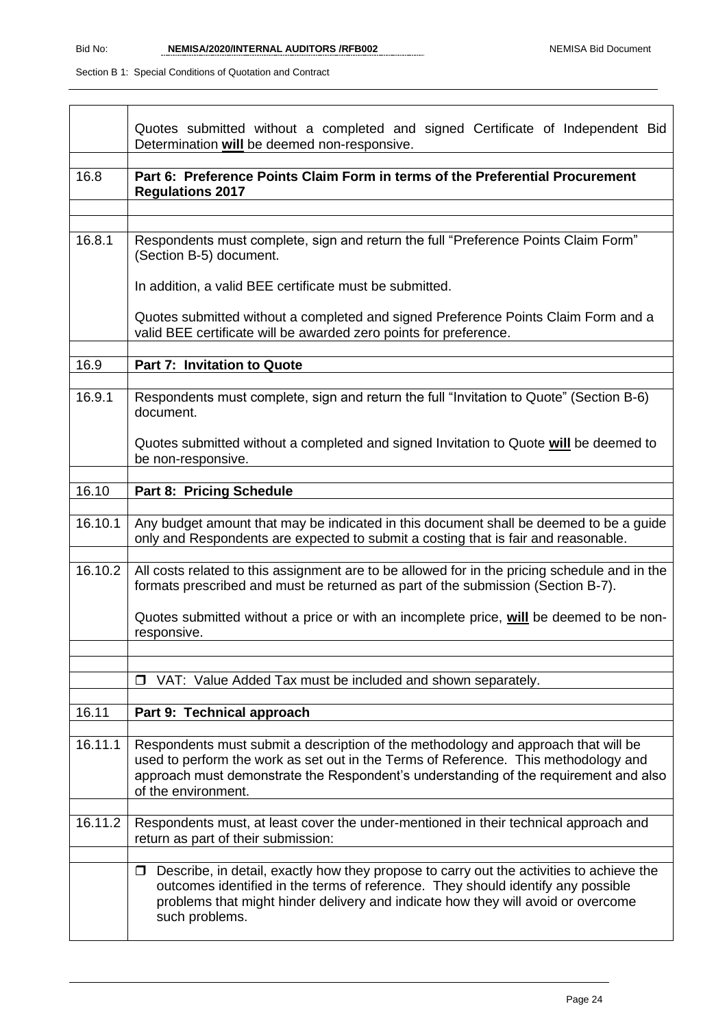| | |
|---|---|
| | Quotes submitted without a completed and signed Certificate of Independent Bid Determination **will** be deemed non-responsive. |
| | |
| 16.8 | **Part 6: Preference Points Claim Form in terms of the Preferential Procurement Regulations 2017** |
| | |
| | |
| 16.8.1 | Respondents must complete, sign and return the full "Preference Points Claim Form" (Section B-5) document.<br><br>In addition, a valid BEE certificate must be submitted.<br><br>Quotes submitted without a completed and signed Preference Points Claim Form and a valid BEE certificate will be awarded zero points for preference. |
| | |
| 16.9 | **Part 7: Invitation to Quote** |
| | |
| 16.9.1 | Respondents must complete, sign and return the full "Invitation to Quote" (Section B-6) document.<br><br>Quotes submitted without a completed and signed Invitation to Quote **will** be deemed to be non-responsive. |
| | |
| 16.10 | **Part 8: Pricing Schedule** |
| | |
| 16.10.1 | Any budget amount that may be indicated in this document shall be deemed to be a guide only and Respondents are expected to submit a costing that is fair and reasonable. |
| | |
| 16.10.2 | All costs related to this assignment are to be allowed for in the pricing schedule and in the formats prescribed and must be returned as part of the submission (Section B-7).<br><br>Quotes submitted without a price or with an incomplete price, **will** be deemed to be non-responsive. |
| | |
| | |
| | ❒ VAT: Value Added Tax must be included and shown separately. |
| | |
| 16.11 | **Part 9: Technical approach** |
| | |
| 16.11.1 | Respondents must submit a description of the methodology and approach that will be used to perform the work as set out in the Terms of Reference. This methodology and approach must demonstrate the Respondent's understanding of the requirement and also of the environment. |
| | |
| 16.11.2 | Respondents must, at least cover the under-mentioned in their technical approach and return as part of their submission: |
| | |
| | ❒ Describe, in detail, exactly how they propose to carry out the activities to achieve the outcomes identified in the terms of reference. They should identify any possible problems that might hinder delivery and indicate how they will avoid or overcome such problems. |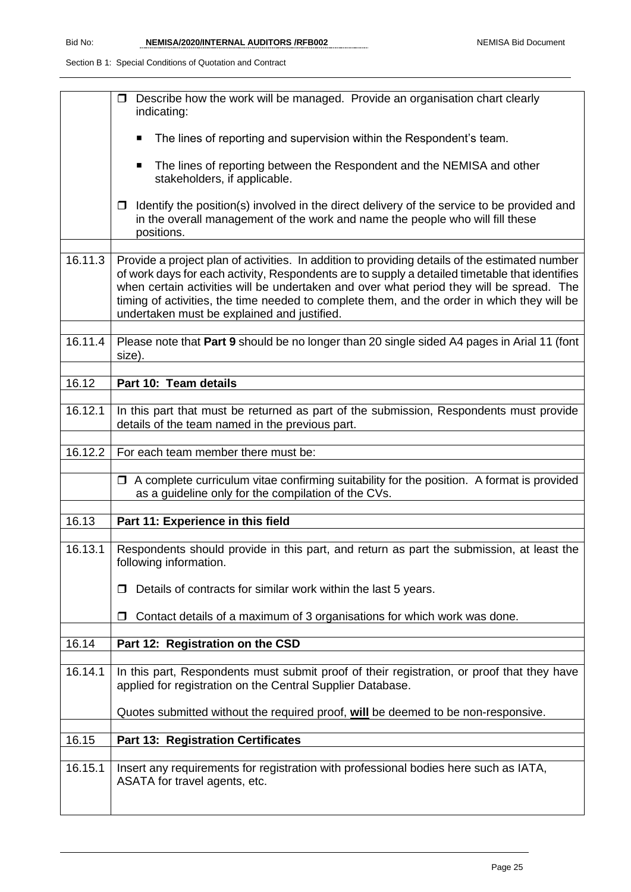| | |
|---|---|
| | ❒ Describe how the work will be managed. Provide an organisation chart clearly indicating:<br><br>▪ The lines of reporting and supervision within the Respondent's team.<br><br>▪ The lines of reporting between the Respondent and the NEMISA and other stakeholders, if applicable.<br><br>❒ Identify the position(s) involved in the direct delivery of the service to be provided and in the overall management of the work and name the people who will fill these positions. |
| | |
| 16.11.3 | Provide a project plan of activities. In addition to providing details of the estimated number of work days for each activity, Respondents are to supply a detailed timetable that identifies when certain activities will be undertaken and over what period they will be spread. The timing of activities, the time needed to complete them, and the order in which they will be undertaken must be explained and justified. |
| | |
| 16.11.4 | Please note that **Part 9** should be no longer than 20 single sided A4 pages in Arial 11 (font size). |
| | |
| 16.12 | **Part 10: Team details** |
| | |
| 16.12.1 | In this part that must be returned as part of the submission, Respondents must provide details of the team named in the previous part. |
| | |
| 16.12.2 | For each team member there must be: |
| | |
| | ❒ A complete curriculum vitae confirming suitability for the position. A format is provided as a guideline only for the compilation of the CVs. |
| | |
| 16.13 | **Part 11: Experience in this field** |
| | |
| 16.13.1 | Respondents should provide in this part, and return as part the submission, at least the following information.<br><br>❒ Details of contracts for similar work within the last 5 years.<br><br>❒ Contact details of a maximum of 3 organisations for which work was done. |
| | |
| 16.14 | **Part 12: Registration on the CSD** |
| | |
| 16.14.1 | In this part, Respondents must submit proof of their registration, or proof that they have applied for registration on the Central Supplier Database.<br><br>Quotes submitted without the required proof, **will** be deemed to be non-responsive. |
| | |
| 16.15 | **Part 13: Registration Certificates** |
| | |
| 16.15.1 | Insert any requirements for registration with professional bodies here such as IATA, ASATA for travel agents, etc. |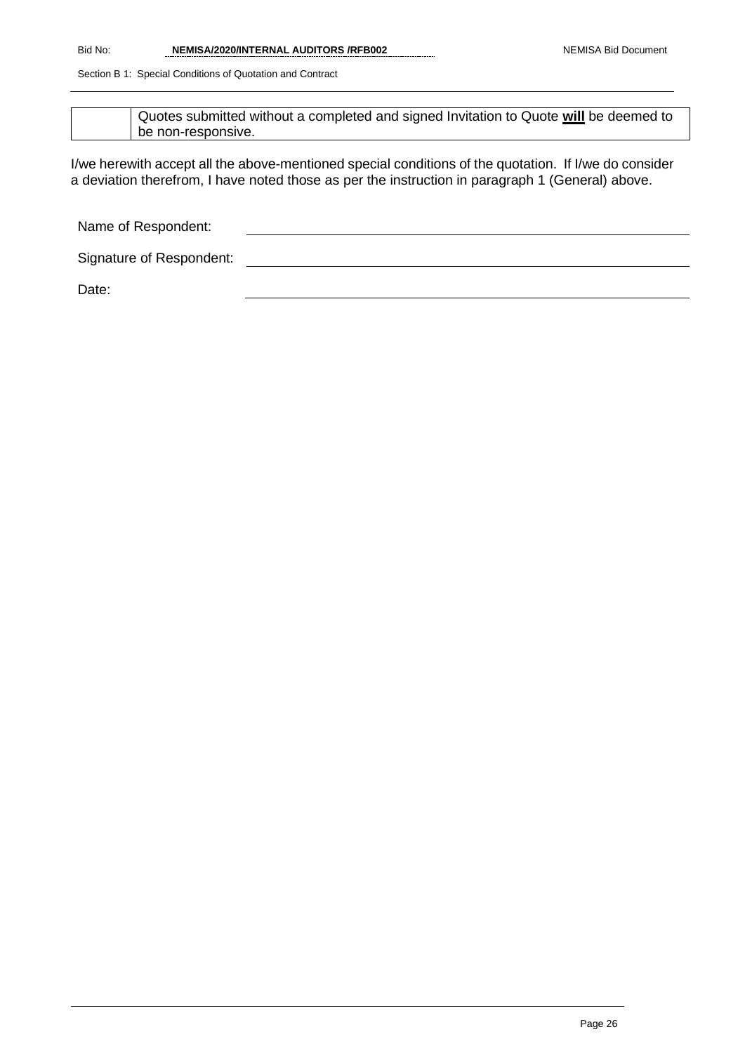| | |
|---|---|
| | Quotes submitted without a completed and signed Invitation to Quote **will** be deemed to be non-responsive. |

I/we herewith accept all the above-mentioned special conditions of the quotation. If I/we do consider a deviation therefrom, I have noted those as per the instruction in paragraph 1 (General) above.

Name of Respondent: \_\_\_\_\_\_\_\_\_\_\_\_\_\_\_\_\_\_\_\_\_\_\_\_\_\_\_\_\_\_\_\_\_\_\_\_\_\_\_\_

Signature of Respondent: \_\_\_\_\_\_\_\_\_\_\_\_\_\_\_\_\_\_\_\_\_\_\_\_\_\_\_\_\_\_\_\_\_\_\_\_\_\_\_\_

Date: \_\_\_\_\_\_\_\_\_\_\_\_\_\_\_\_\_\_\_\_\_\_\_\_\_\_\_\_\_\_\_\_\_\_\_\_\_\_\_\_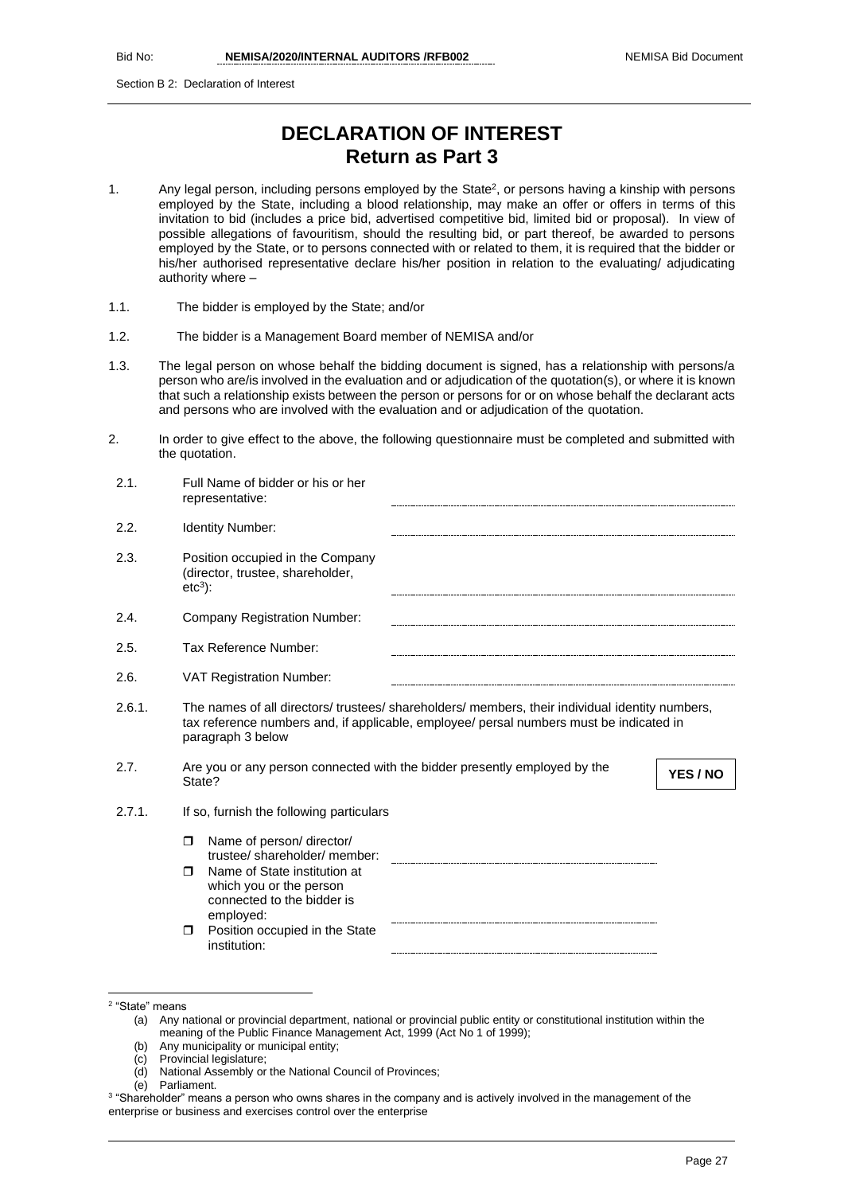Section B 2: Declaration of Interest

# DECLARATION OF INTEREST
## Return as Part 3

1. Any legal person, including persons employed by the State[2], or persons having a kinship with persons employed by the State, including a blood relationship, may make an offer or offers in terms of this invitation to bid (includes a price bid, advertised competitive bid, limited bid or proposal). In view of possible allegations of favouritism, should the resulting bid, or part thereof, be awarded to persons employed by the State, or to persons connected with or related to them, it is required that the bidder or his/her authorised representative declare his/her position in relation to the evaluating/ adjudicating authority where –

1.1. The bidder is employed by the State; and/or

1.2. The bidder is a Management Board member of NEMISA and/or

1.3. The legal person on whose behalf the bidding document is signed, has a relationship with persons/a person who are/is involved in the evaluation and or adjudication of the quotation(s), or where it is known that such a relationship exists between the person or persons for or on whose behalf the declarant acts and persons who are involved with the evaluation and or adjudication of the quotation.

2. In order to give effect to the above, the following questionnaire must be completed and submitted with the quotation.

2.1. Full Name of bidder or his or her representative: ……………………………………………

2.2. Identity Number: ……………………………………………

2.3. Position occupied in the Company (director, trustee, shareholder, etc[3]): ……………………………………………

2.4. Company Registration Number: ……………………………………………

2.5. Tax Reference Number: ……………………………………………

2.6. VAT Registration Number: ……………………………………………

2.6.1. The names of all directors/ trustees/ shareholders/ members, their individual identity numbers, tax reference numbers and, if applicable, employee/ persal numbers must be indicated in paragraph 3 below

2.7. Are you or any person connected with the bidder presently employed by the State? **YES / NO**

2.7.1. If so, furnish the following particulars

- Name of person/ director/ trustee/ shareholder/ member: ……………………………………………
- Name of State institution at which you or the person connected to the bidder is employed: ……………………………………………
- Position occupied in the State institution: ……………………………………………

---

[2] "State" means
(a) Any national or provincial department, national or provincial public entity or constitutional institution within the meaning of the Public Finance Management Act, 1999 (Act No 1 of 1999);
(b) Any municipality or municipal entity;
(c) Provincial legislature;
(d) National Assembly or the National Council of Provinces;
(e) Parliament.

[3] "Shareholder" means a person who owns shares in the company and is actively involved in the management of the enterprise or business and exercises control over the enterprise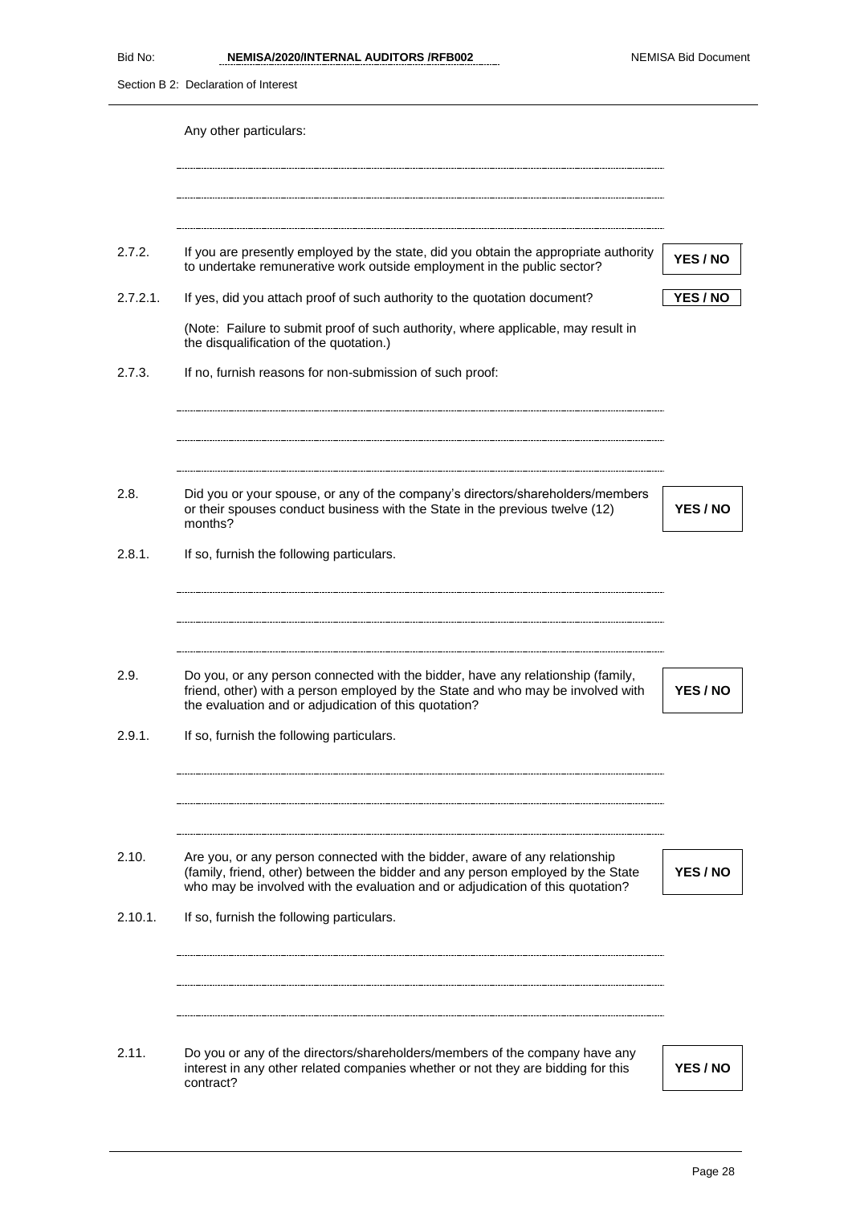Any other particulars:

..............................................................................................................................

..............................................................................................................................

..............................................................................................................................

2.7.2. If you are presently employed by the state, did you obtain the appropriate authority to undertake remunerative work outside employment in the public sector? **YES / NO**

2.7.2.1. If yes, did you attach proof of such authority to the quotation document? **YES / NO**

(Note: Failure to submit proof of such authority, where applicable, may result in the disqualification of the quotation.)

2.7.3. If no, furnish reasons for non-submission of such proof:

..............................................................................................................................

..............................................................................................................................

..............................................................................................................................

2.8. Did you or your spouse, or any of the company's directors/shareholders/members or their spouses conduct business with the State in the previous twelve (12) months? **YES / NO**

2.8.1. If so, furnish the following particulars.

..............................................................................................................................

..............................................................................................................................

..............................................................................................................................

2.9. Do you, or any person connected with the bidder, have any relationship (family, friend, other) with a person employed by the State and who may be involved with the evaluation and or adjudication of this quotation? **YES / NO**

2.9.1. If so, furnish the following particulars.

..............................................................................................................................

..............................................................................................................................

..............................................................................................................................

2.10. Are you, or any person connected with the bidder, aware of any relationship (family, friend, other) between the bidder and any person employed by the State who may be involved with the evaluation and or adjudication of this quotation? **YES / NO**

2.10.1. If so, furnish the following particulars.

..............................................................................................................................

..............................................................................................................................

..............................................................................................................................

2.11. Do you or any of the directors/shareholders/members of the company have any interest in any other related companies whether or not they are bidding for this contract? **YES / NO**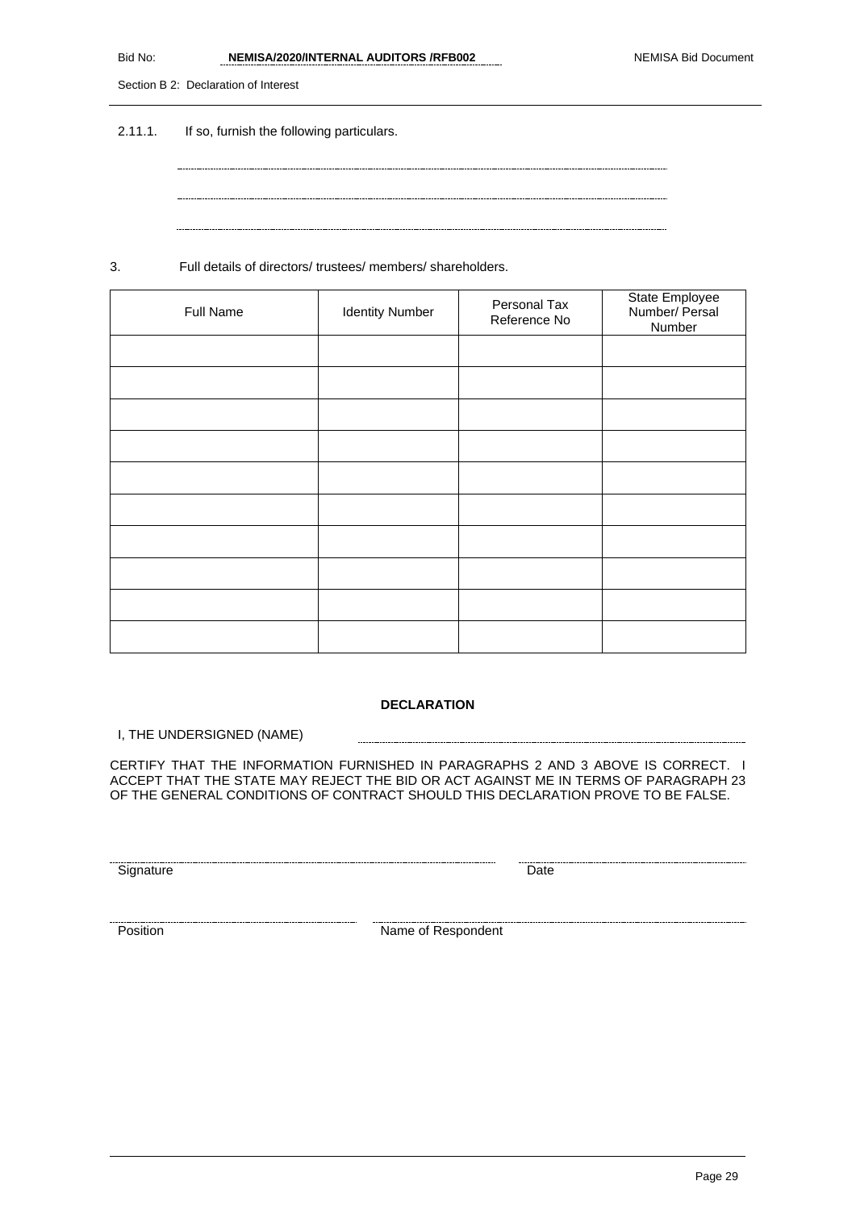2.11.1. If so, furnish the following particulars.

........................................................................................................................................

........................................................................................................................................

........................................................................................................................................

3. Full details of directors/ trustees/ members/ shareholders.

| Full Name | Identity Number | Personal Tax Reference No | State Employee Number/ Persal Number |
|---|---|---|---|
| | | | |
| | | | |
| | | | |
| | | | |
| | | | |
| | | | |
| | | | |
| | | | |
| | | | |
| | | | |

**DECLARATION**

I, THE UNDERSIGNED (NAME) ........................................................................................

CERTIFY THAT THE INFORMATION FURNISHED IN PARAGRAPHS 2 AND 3 ABOVE IS CORRECT. I ACCEPT THAT THE STATE MAY REJECT THE BID OR ACT AGAINST ME IN TERMS OF PARAGRAPH 23 OF THE GENERAL CONDITIONS OF CONTRACT SHOULD THIS DECLARATION PROVE TO BE FALSE.

........................................................................ ........................................

Signature Date

........................................................................ ........................................

Position Name of Respondent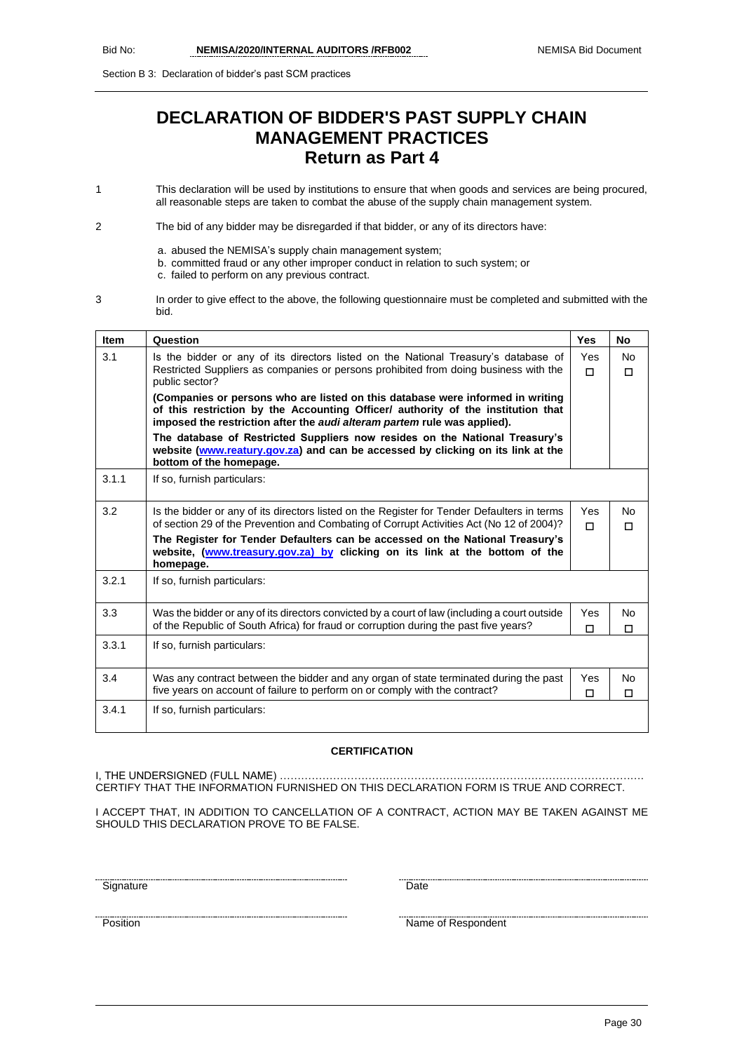Section B 3: Declaration of bidder's past SCM practices

# DECLARATION OF BIDDER'S PAST SUPPLY CHAIN MANAGEMENT PRACTICES
## Return as Part 4

1 This declaration will be used by institutions to ensure that when goods and services are being procured, all reasonable steps are taken to combat the abuse of the supply chain management system.

2 The bid of any bidder may be disregarded if that bidder, or any of its directors have:

a. abused the NEMISA's supply chain management system;
b. committed fraud or any other improper conduct in relation to such system; or
c. failed to perform on any previous contract.

3 In order to give effect to the above, the following questionnaire must be completed and submitted with the bid.

| Item | Question | Yes | No |
|---|---|---|---|
| 3.1 | Is the bidder or any of its directors listed on the National Treasury's database of Restricted Suppliers as companies or persons prohibited from doing business with the public sector?<br>**(Companies or persons who are listed on this database were informed in writing of this restriction by the Accounting Officer/ authority of the institution that imposed the restriction after the *audi alteram partem* rule was applied).**<br>**The database of Restricted Suppliers now resides on the National Treasury's website (www.reatury.gov.za) and can be accessed by clicking on its link at the bottom of the homepage.** | Yes ☐ | No ☐ |
| 3.1.1 | If so, furnish particulars: | | |
| 3.2 | Is the bidder or any of its directors listed on the Register for Tender Defaulters in terms of section 29 of the Prevention and Combating of Corrupt Activities Act (No 12 of 2004)?<br>**The Register for Tender Defaulters can be accessed on the National Treasury's website, (www.treasury.gov.za) by clicking on its link at the bottom of the homepage.** | Yes ☐ | No ☐ |
| 3.2.1 | If so, furnish particulars: | | |
| 3.3 | Was the bidder or any of its directors convicted by a court of law (including a court outside of the Republic of South Africa) for fraud or corruption during the past five years? | Yes ☐ | No ☐ |
| 3.3.1 | If so, furnish particulars: | | |
| 3.4 | Was any contract between the bidder and any organ of state terminated during the past five years on account of failure to perform on or comply with the contract? | Yes ☐ | No ☐ |
| 3.4.1 | If so, furnish particulars: | | |

**CERTIFICATION**

I, THE UNDERSIGNED (FULL NAME) ………………………………………………………………………………………… CERTIFY THAT THE INFORMATION FURNISHED ON THIS DECLARATION FORM IS TRUE AND CORRECT.

I ACCEPT THAT, IN ADDITION TO CANCELLATION OF A CONTRACT, ACTION MAY BE TAKEN AGAINST ME SHOULD THIS DECLARATION PROVE TO BE FALSE.

Signature ………………………………… Date …………………………………

Position ………………………………… Name of Respondent …………………………………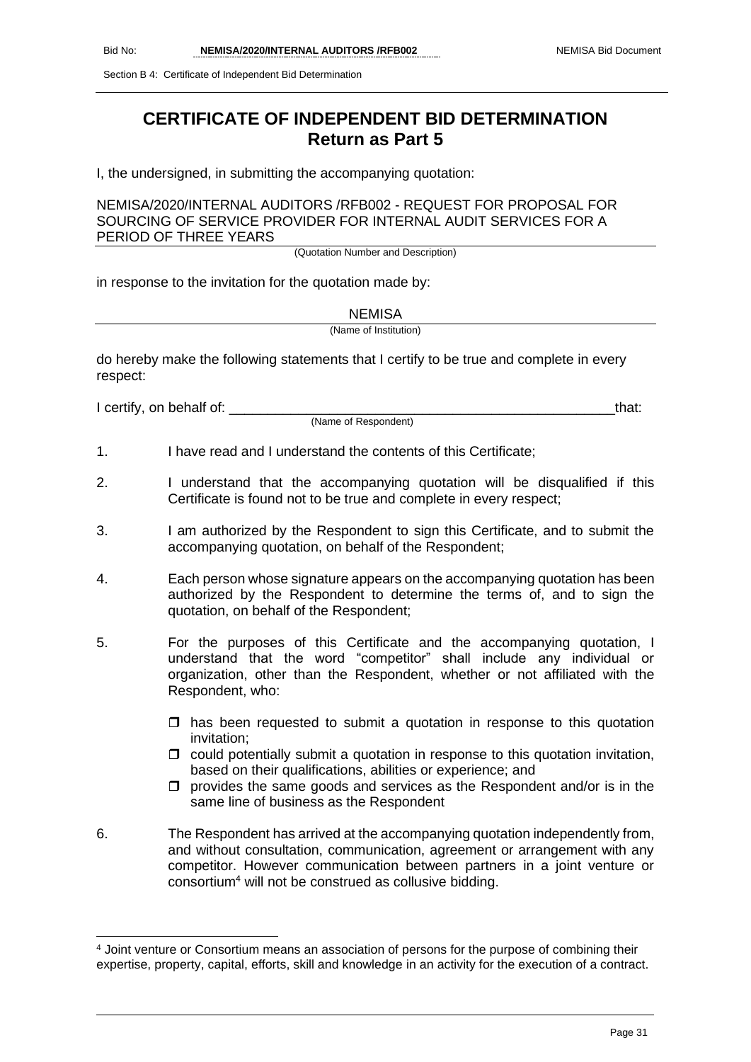# CERTIFICATE OF INDEPENDENT BID DETERMINATION
## Return as Part 5

I, the undersigned, in submitting the accompanying quotation:

NEMISA/2020/INTERNAL AUDITORS /RFB002 - REQUEST FOR PROPOSAL FOR SOURCING OF SERVICE PROVIDER FOR INTERNAL AUDIT SERVICES FOR A PERIOD OF THREE YEARS

(Quotation Number and Description)

in response to the invitation for the quotation made by:

NEMISA

(Name of Institution)

do hereby make the following statements that I certify to be true and complete in every respect:

I certify, on behalf of: ___________________________________________________that:

(Name of Respondent)

1. I have read and I understand the contents of this Certificate;

2. I understand that the accompanying quotation will be disqualified if this Certificate is found not to be true and complete in every respect;

3. I am authorized by the Respondent to sign this Certificate, and to submit the accompanying quotation, on behalf of the Respondent;

4. Each person whose signature appears on the accompanying quotation has been authorized by the Respondent to determine the terms of, and to sign the quotation, on behalf of the Respondent;

5. For the purposes of this Certificate and the accompanying quotation, I understand that the word "competitor" shall include any individual or organization, other than the Respondent, whether or not affiliated with the Respondent, who:

   - ☐ has been requested to submit a quotation in response to this quotation invitation;
   - ☐ could potentially submit a quotation in response to this quotation invitation, based on their qualifications, abilities or experience; and
   - ☐ provides the same goods and services as the Respondent and/or is in the same line of business as the Respondent

6. The Respondent has arrived at the accompanying quotation independently from, and without consultation, communication, agreement or arrangement with any competitor. However communication between partners in a joint venture or consortium[4] will not be construed as collusive bidding.

---

[4] Joint venture or Consortium means an association of persons for the purpose of combining their expertise, property, capital, efforts, skill and knowledge in an activity for the execution of a contract.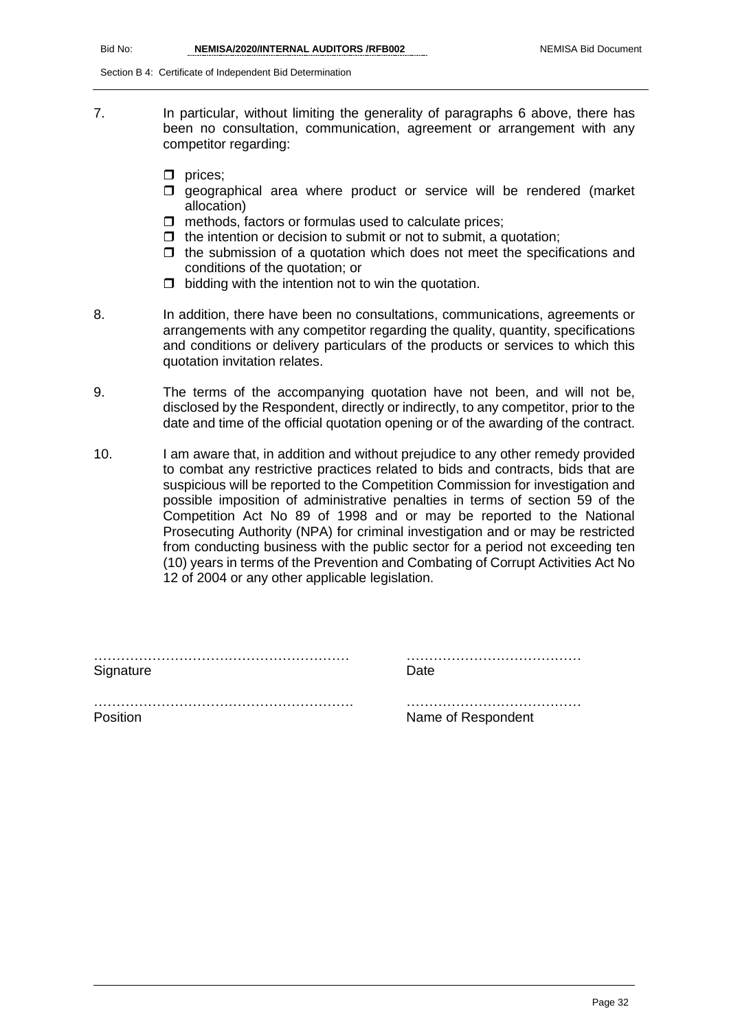7. In particular, without limiting the generality of paragraphs 6 above, there has been no consultation, communication, agreement or arrangement with any competitor regarding:

   - ❒ prices;
   - ❒ geographical area where product or service will be rendered (market allocation)
   - ❒ methods, factors or formulas used to calculate prices;
   - ❒ the intention or decision to submit or not to submit, a quotation;
   - ❒ the submission of a quotation which does not meet the specifications and conditions of the quotation; or
   - ❒ bidding with the intention not to win the quotation.

8. In addition, there have been no consultations, communications, agreements or arrangements with any competitor regarding the quality, quantity, specifications and conditions or delivery particulars of the products or services to which this quotation invitation relates.

9. The terms of the accompanying quotation have not been, and will not be, disclosed by the Respondent, directly or indirectly, to any competitor, prior to the date and time of the official quotation opening or of the awarding of the contract.

10. I am aware that, in addition and without prejudice to any other remedy provided to combat any restrictive practices related to bids and contracts, bids that are suspicious will be reported to the Competition Commission for investigation and possible imposition of administrative penalties in terms of section 59 of the Competition Act No 89 of 1998 and or may be reported to the National Prosecuting Authority (NPA) for criminal investigation and or may be restricted from conducting business with the public sector for a period not exceeding ten (10) years in terms of the Prevention and Combating of Corrupt Activities Act No 12 of 2004 or any other applicable legislation.

……………………………………………… ………………………………
Signature Date

………………………………………………… ………………………………
Position Name of Respondent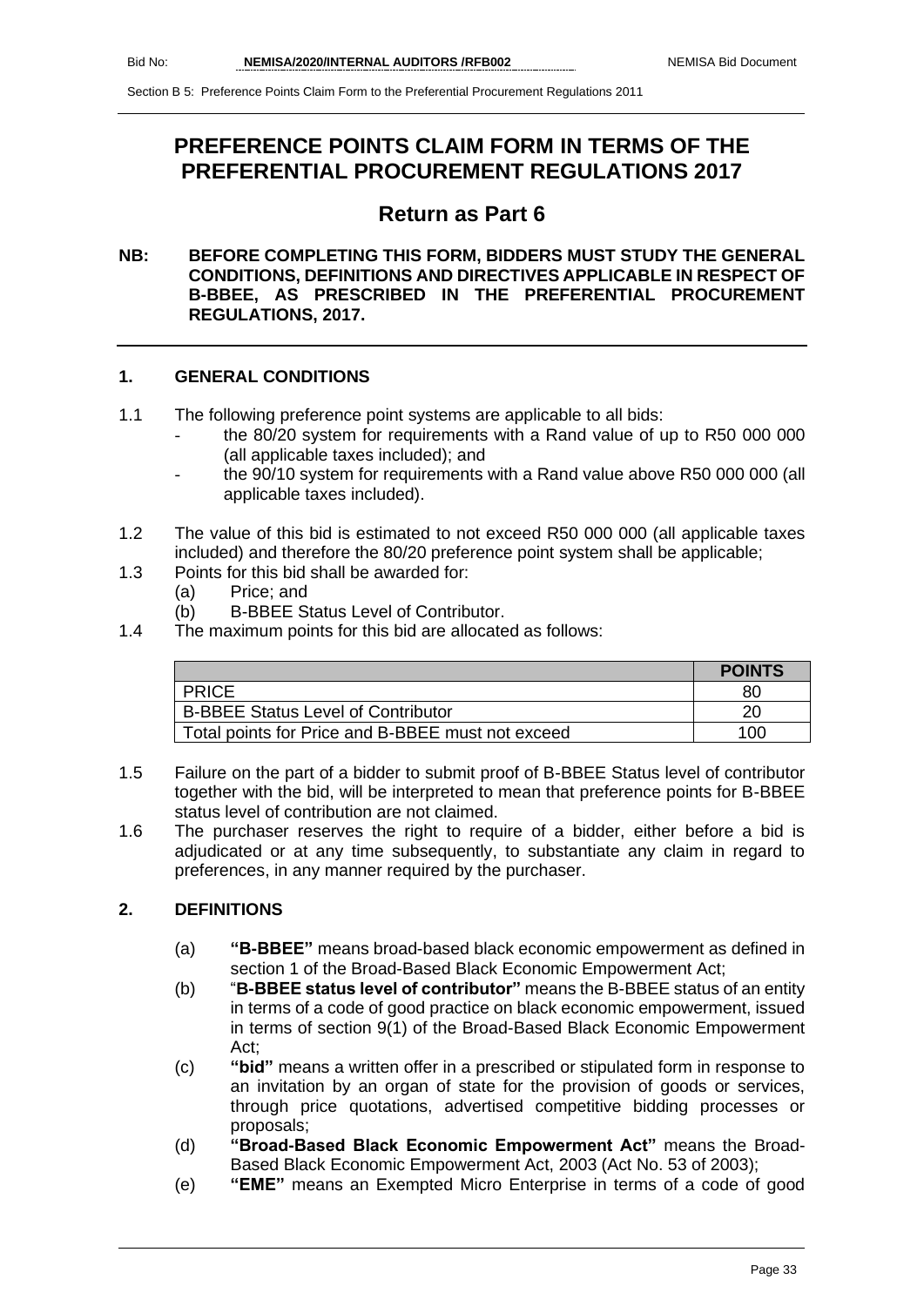# PREFERENCE POINTS CLAIM FORM IN TERMS OF THE PREFERENTIAL PROCUREMENT REGULATIONS 2017

## Return as Part 6

**NB: BEFORE COMPLETING THIS FORM, BIDDERS MUST STUDY THE GENERAL CONDITIONS, DEFINITIONS AND DIRECTIVES APPLICABLE IN RESPECT OF B-BBEE, AS PRESCRIBED IN THE PREFERENTIAL PROCUREMENT REGULATIONS, 2017.**

### 1. GENERAL CONDITIONS

1.1 The following preference point systems are applicable to all bids:
- the 80/20 system for requirements with a Rand value of up to R50 000 000 (all applicable taxes included); and
- the 90/10 system for requirements with a Rand value above R50 000 000 (all applicable taxes included).

1.2 The value of this bid is estimated to not exceed R50 000 000 (all applicable taxes included) and therefore the 80/20 preference point system shall be applicable;

1.3 Points for this bid shall be awarded for:
   (a) Price; and
   (b) B-BBEE Status Level of Contributor.

1.4 The maximum points for this bid are allocated as follows:

| | **POINTS** |
|---|---|
| PRICE | 80 |
| B-BBEE Status Level of Contributor | 20 |
| Total points for Price and B-BBEE must not exceed | 100 |

1.5 Failure on the part of a bidder to submit proof of B-BBEE Status level of contributor together with the bid, will be interpreted to mean that preference points for B-BBEE status level of contribution are not claimed.

1.6 The purchaser reserves the right to require of a bidder, either before a bid is adjudicated or at any time subsequently, to substantiate any claim in regard to preferences, in any manner required by the purchaser.

### 2. DEFINITIONS

(a) **"B-BBEE"** means broad-based black economic empowerment as defined in section 1 of the Broad-Based Black Economic Empowerment Act;

(b) "**B-BBEE status level of contributor"** means the B-BBEE status of an entity in terms of a code of good practice on black economic empowerment, issued in terms of section 9(1) of the Broad-Based Black Economic Empowerment Act;

(c) **"bid"** means a written offer in a prescribed or stipulated form in response to an invitation by an organ of state for the provision of goods or services, through price quotations, advertised competitive bidding processes or proposals;

(d) **"Broad-Based Black Economic Empowerment Act"** means the Broad-Based Black Economic Empowerment Act, 2003 (Act No. 53 of 2003);

(e) **"EME"** means an Exempted Micro Enterprise in terms of a code of good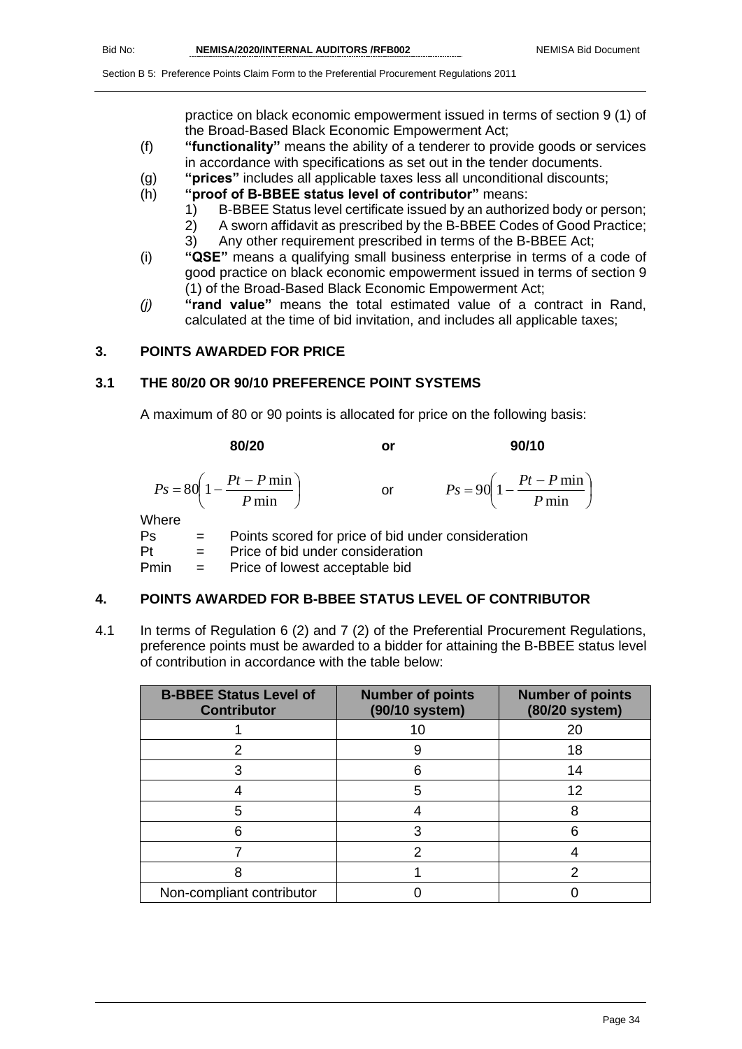practice on black economic empowerment issued in terms of section 9 (1) of the Broad-Based Black Economic Empowerment Act;

(f) **"functionality"** means the ability of a tenderer to provide goods or services in accordance with specifications as set out in the tender documents.

(g) **"prices"** includes all applicable taxes less all unconditional discounts;

(h) **"proof of B-BBEE status level of contributor"** means:
   1) B-BBEE Status level certificate issued by an authorized body or person;
   2) A sworn affidavit as prescribed by the B-BBEE Codes of Good Practice;
   3) Any other requirement prescribed in terms of the B-BBEE Act;

(i) **"QSE"** means a qualifying small business enterprise in terms of a code of good practice on black economic empowerment issued in terms of section 9 (1) of the Broad-Based Black Economic Empowerment Act;

*(j)* **"rand value"** means the total estimated value of a contract in Rand, calculated at the time of bid invitation, and includes all applicable taxes;

## 3. POINTS AWARDED FOR PRICE

### 3.1 THE 80/20 OR 90/10 PREFERENCE POINT SYSTEMS

A maximum of 80 or 90 points is allocated for price on the following basis:

**80/20** **or** **90/10**

$$Ps = 80\left(1 - \frac{Pt - P\min}{P\min}\right) \quad \text{or} \quad Ps = 90\left(1 - \frac{Pt - P\min}{P\min}\right)$$

Where

Ps = Points scored for price of bid under consideration

Pt = Price of bid under consideration

Pmin = Price of lowest acceptable bid

## 4. POINTS AWARDED FOR B-BBEE STATUS LEVEL OF CONTRIBUTOR

4.1 In terms of Regulation 6 (2) and 7 (2) of the Preferential Procurement Regulations, preference points must be awarded to a bidder for attaining the B-BBEE status level of contribution in accordance with the table below:

| B-BBEE Status Level of Contributor | Number of points (90/10 system) | Number of points (80/20 system) |
|---|---|---|
| 1 | 10 | 20 |
| 2 | 9 | 18 |
| 3 | 6 | 14 |
| 4 | 5 | 12 |
| 5 | 4 | 8 |
| 6 | 3 | 6 |
| 7 | 2 | 4 |
| 8 | 1 | 2 |
| Non-compliant contributor | 0 | 0 |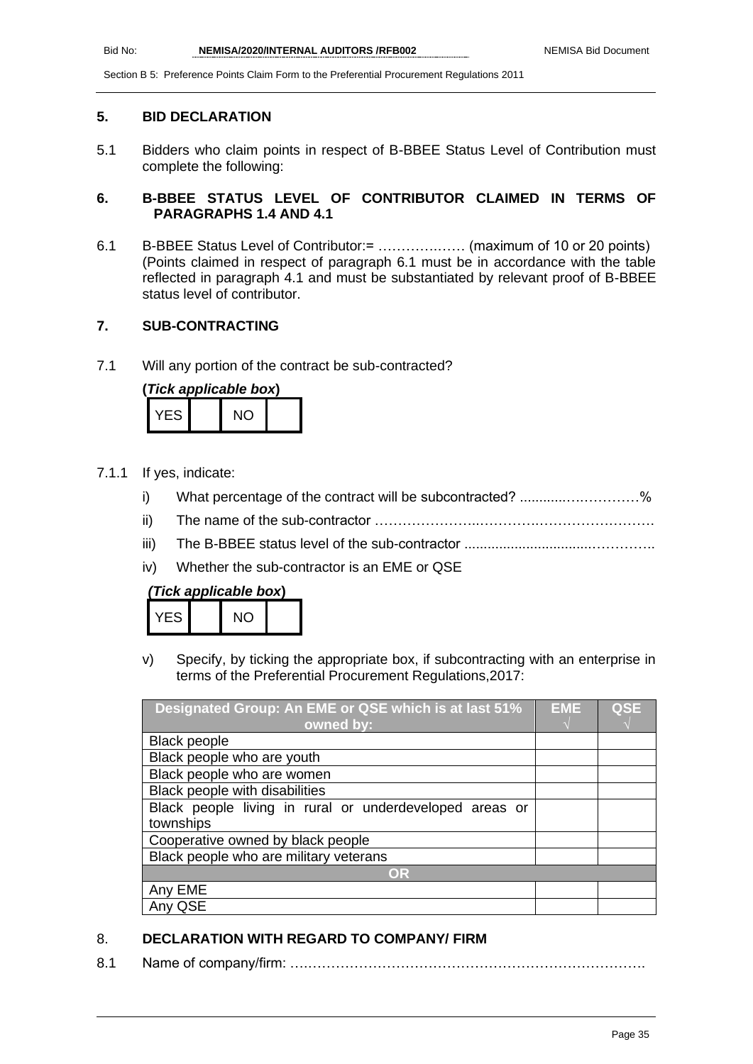## 5. BID DECLARATION

5.1 Bidders who claim points in respect of B-BBEE Status Level of Contribution must complete the following:

## 6. B-BBEE STATUS LEVEL OF CONTRIBUTOR CLAIMED IN TERMS OF PARAGRAPHS 1.4 AND 4.1

6.1 B-BBEE Status Level of Contributor:= ………….…… (maximum of 10 or 20 points)
(Points claimed in respect of paragraph 6.1 must be in accordance with the table reflected in paragraph 4.1 and must be substantiated by relevant proof of B-BBEE status level of contributor.

## 7. SUB-CONTRACTING

7.1 Will any portion of the contract be sub-contracted?

**(*Tick applicable box*)**

| | | | |
|---|---|---|---|
| YES | | NO | |

7.1.1 If yes, indicate:

i) What percentage of the contract will be subcontracted? ............…………%

ii) The name of the sub-contractor …………………..………….…………………….

iii) The B-BBEE status level of the sub-contractor ................................…………..

iv) Whether the sub-contractor is an EME or QSE

**(*Tick applicable box*)**

| | | | |
|---|---|---|---|
| YES | | NO | |

v) Specify, by ticking the appropriate box, if subcontracting with an enterprise in terms of the Preferential Procurement Regulations,2017:

| Designated Group: An EME or QSE which is at last 51% owned by: | EME √ | QSE √ |
|---|---|---|
| Black people | | |
| Black people who are youth | | |
| Black people who are women | | |
| Black people with disabilities | | |
| Black people living in rural or underdeveloped areas or townships | | |
| Cooperative owned by black people | | |
| Black people who are military veterans | | |
| **OR** | | |
| Any EME | | |
| Any QSE | | |

## 8. DECLARATION WITH REGARD TO COMPANY/ FIRM

8.1 Name of company/firm: ….……………………………………………………………….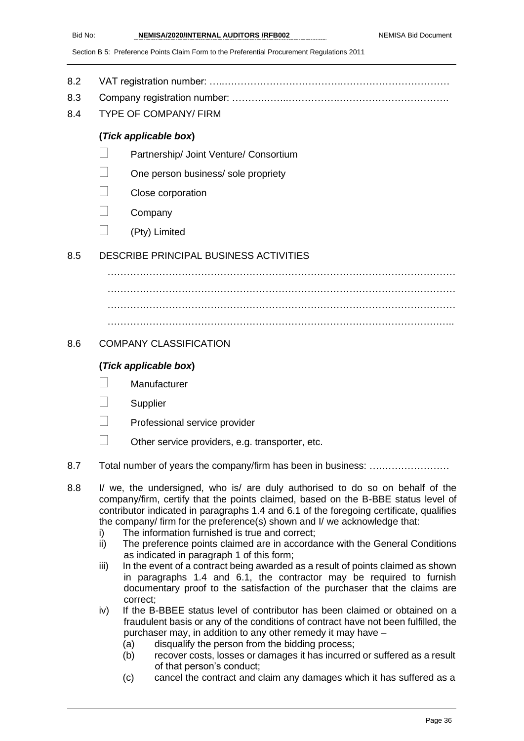8.2 VAT registration number: …..……………………………….……………………………

8.3 Company registration number: ……….……..…………….…………………………….

8.4 TYPE OF COMPANY/ FIRM

**(*Tick applicable box*)**

- ☐ Partnership/ Joint Venture/ Consortium
- ☐ One person business/ sole propriety
- ☐ Close corporation
- ☐ Company
- ☐ (Pty) Limited

8.5 DESCRIBE PRINCIPAL BUSINESS ACTIVITIES

…………………………………………………………………………………………………
…………………………………………………………………………………………………
…………………………………………………………………………………………………
……………………………………………………………………………………………..

8.6 COMPANY CLASSIFICATION

**(*Tick applicable box*)**

- ☐ Manufacturer
- ☐ Supplier
- ☐ Professional service provider
- ☐ Other service providers, e.g. transporter, etc.

8.7 Total number of years the company/firm has been in business: …..…………………

8.8 I/ we, the undersigned, who is/ are duly authorised to do so on behalf of the company/firm, certify that the points claimed, based on the B-BBE status level of contributor indicated in paragraphs 1.4 and 6.1 of the foregoing certificate, qualifies the company/ firm for the preference(s) shown and I/ we acknowledge that:

i) The information furnished is true and correct;

ii) The preference points claimed are in accordance with the General Conditions as indicated in paragraph 1 of this form;

iii) In the event of a contract being awarded as a result of points claimed as shown in paragraphs 1.4 and 6.1, the contractor may be required to furnish documentary proof to the satisfaction of the purchaser that the claims are correct;

iv) If the B-BBEE status level of contributor has been claimed or obtained on a fraudulent basis or any of the conditions of contract have not been fulfilled, the purchaser may, in addition to any other remedy it may have –

(a) disqualify the person from the bidding process;

(b) recover costs, losses or damages it has incurred or suffered as a result of that person's conduct;

(c) cancel the contract and claim any damages which it has suffered as a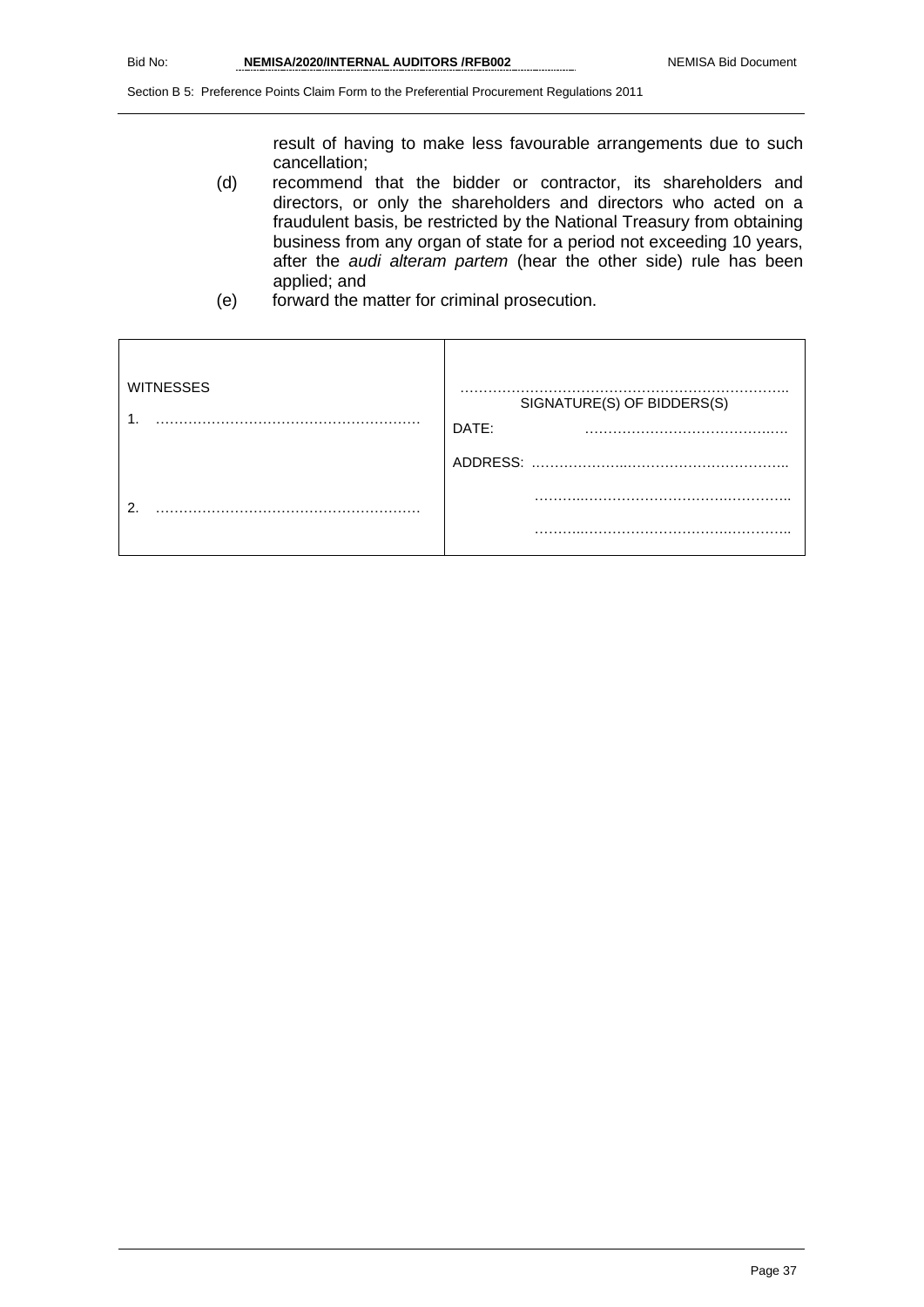result of having to make less favourable arrangements due to such cancellation;

(d) recommend that the bidder or contractor, its shareholders and directors, or only the shareholders and directors who acted on a fraudulent basis, be restricted by the National Treasury from obtaining business from any organ of state for a period not exceeding 10 years, after the *audi alteram partem* (hear the other side) rule has been applied; and

(e) forward the matter for criminal prosecution.

| | |
|---|---|
| WITNESSES<br><br>1. ………………………………………………<br><br>2. ……………………………………………… | ……………………………………………………………<br>SIGNATURE(S) OF BIDDERS(S)<br><br>DATE: ……………………………………<br><br>ADDRESS: ……………………………………………<br><br>……………………………………………<br><br>…………………………………………… |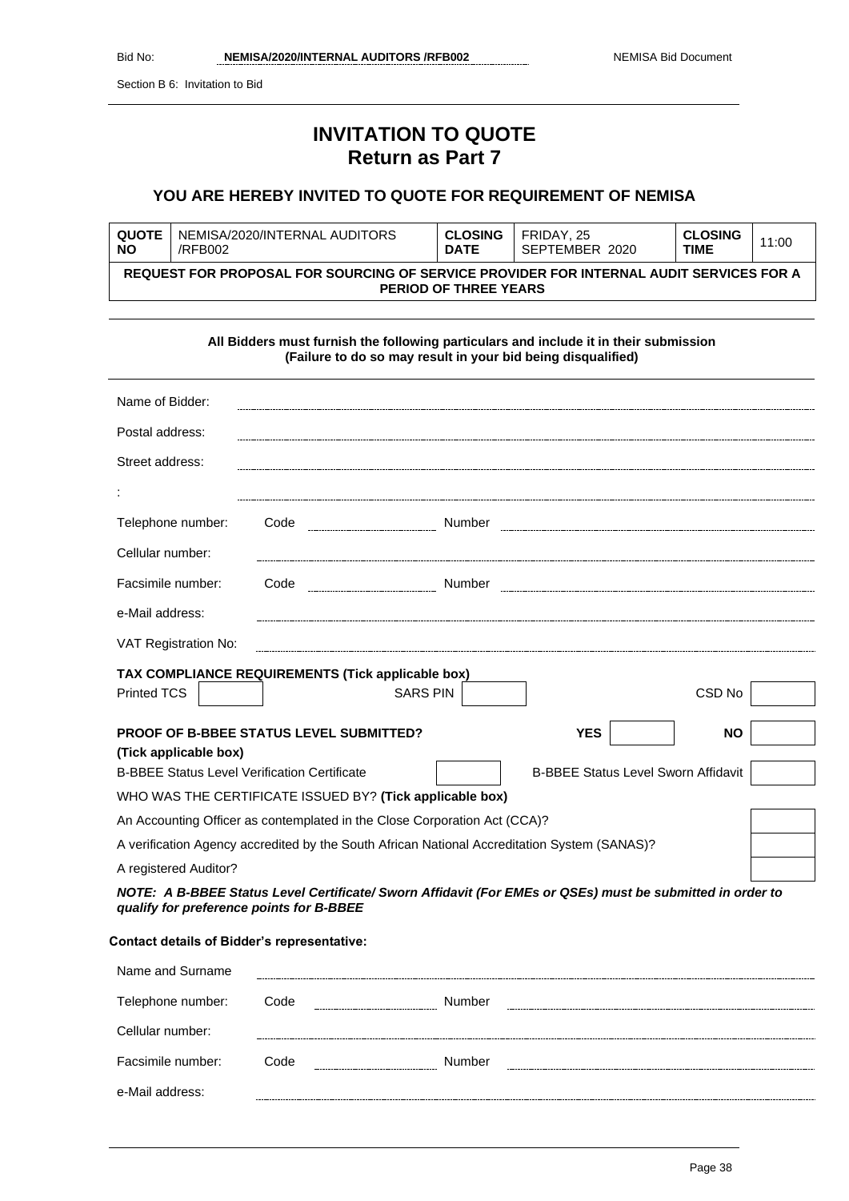# INVITATION TO QUOTE
## Return as Part 7

### YOU ARE HEREBY INVITED TO QUOTE FOR REQUIREMENT OF NEMISA

| **QUOTE NO** | NEMISA/2020/INTERNAL AUDITORS /RFB002 | **CLOSING DATE** | FRIDAY, 25 SEPTEMBER 2020 | **CLOSING TIME** | 11:00 |
|---|---|---|---|---|---|
| **REQUEST FOR PROPOSAL FOR SOURCING OF SERVICE PROVIDER FOR INTERNAL AUDIT SERVICES FOR A PERIOD OF THREE YEARS** | | | | | |

**All Bidders must furnish the following particulars and include it in their submission (Failure to do so may result in your bid being disqualified)**

Name of Bidder: ......................................................

Postal address: ......................................................

Street address: ......................................................

: ......................................................

Telephone number: Code .................... Number ....................

Cellular number: ......................................................

Facsimile number: Code .................... Number ....................

e-Mail address: ......................................................

VAT Registration No: ......................................................

**TAX COMPLIANCE REQUIREMENTS (Tick applicable box)**

| Printed TCS | | SARS PIN | | CSD No | |
|---|---|---|---|---|---|

| **PROOF OF B-BBEE STATUS LEVEL SUBMITTED? (Tick applicable box)** | **YES** | | **NO** | |
|---|---|---|---|---|
| B-BBEE Status Level Verification Certificate | | B-BBEE Status Level Sworn Affidavit | | |

WHO WAS THE CERTIFICATE ISSUED BY? **(Tick applicable box)**

| | |
|---|---|
| An Accounting Officer as contemplated in the Close Corporation Act (CCA)? | |
| A verification Agency accredited by the South African National Accreditation System (SANAS)? | |
| A registered Auditor? | |

***NOTE: A B-BBEE Status Level Certificate/ Sworn Affidavit (For EMEs or QSEs) must be submitted in order to qualify for preference points for B-BBEE***

**Contact details of Bidder's representative:**

Name and Surname ......................................................

Telephone number: Code .................... Number ....................

Cellular number: ......................................................

Facsimile number: Code .................... Number ....................

e-Mail address: ......................................................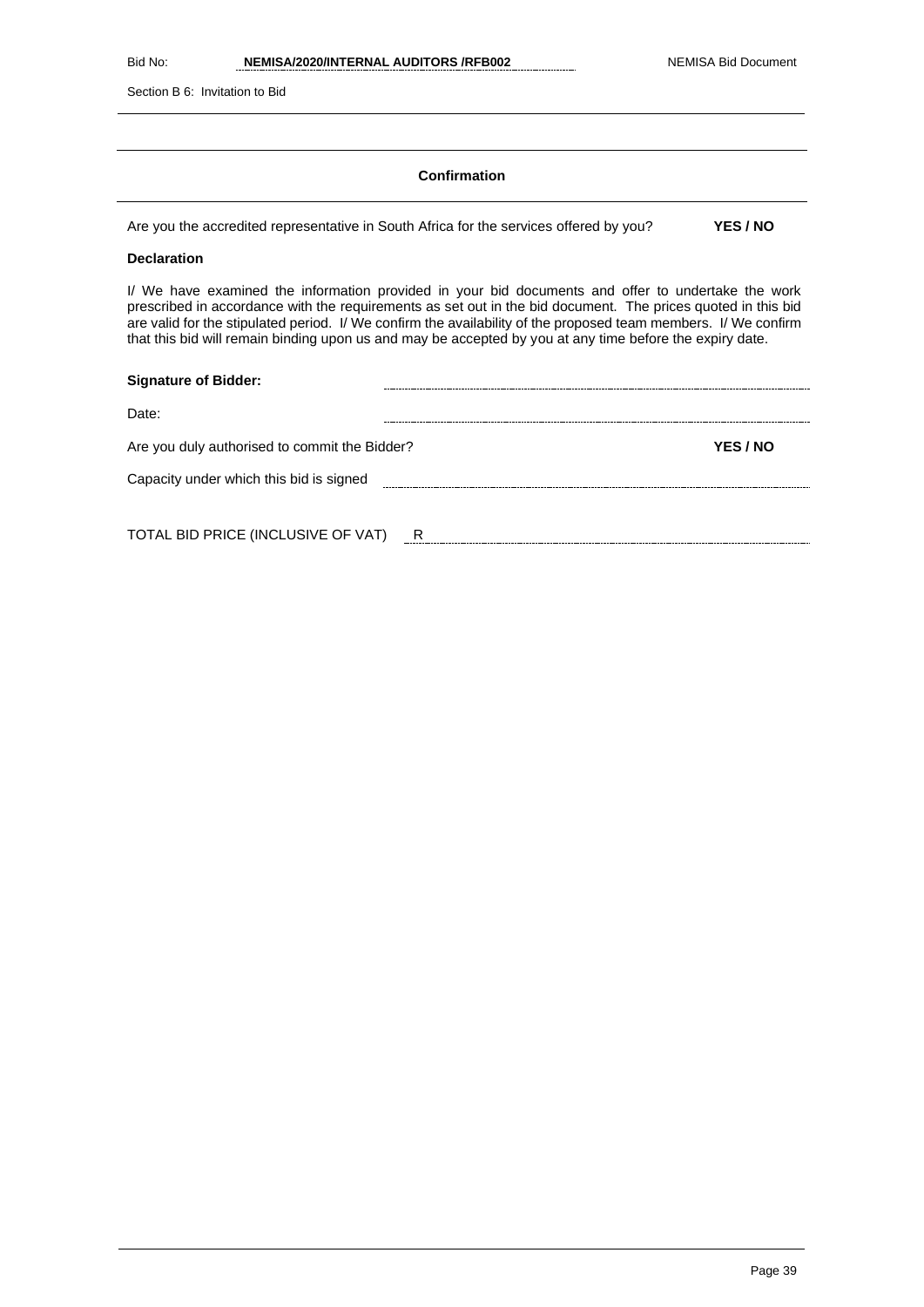## Confirmation

Are you the accredited representative in South Africa for the services offered by you? **YES / NO**

**Declaration**

I/ We have examined the information provided in your bid documents and offer to undertake the work prescribed in accordance with the requirements as set out in the bid document. The prices quoted in this bid are valid for the stipulated period. I/ We confirm the availability of the proposed team members. I/ We confirm that this bid will remain binding upon us and may be accepted by you at any time before the expiry date.

**Signature of Bidder:** ..............................................................

Date: ..............................................................

Are you duly authorised to commit the Bidder? **YES / NO**

Capacity under which this bid is signed ..............................................................

TOTAL BID PRICE (INCLUSIVE OF VAT) R ..............................................................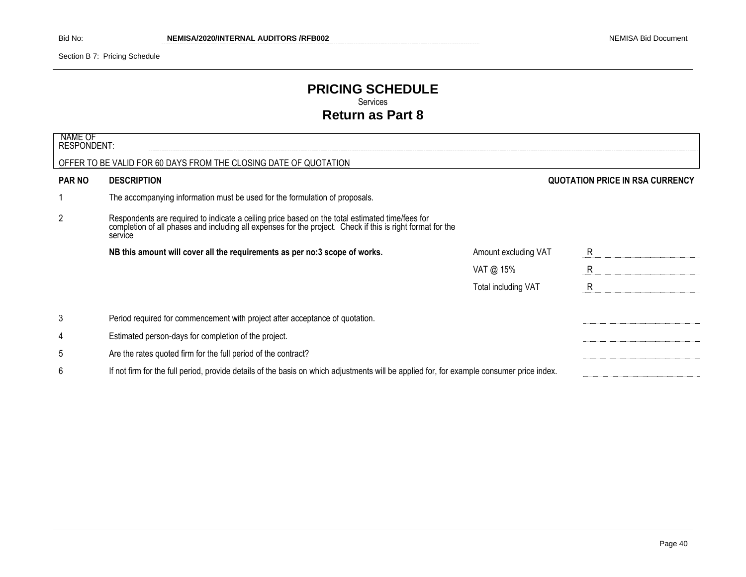Bid No: **NEMISA/2020/INTERNAL AUDITORS /RFB002**

Section B 7: Pricing Schedule

# PRICING SCHEDULE

Services

## Return as Part 8

NAME OF RESPONDENT: ______________________________

OFFER TO BE VALID FOR 60 DAYS FROM THE CLOSING DATE OF QUOTATION

| PAR NO | DESCRIPTION | | QUOTATION PRICE IN RSA CURRENCY |
|---|---|---|---|
| 1 | The accompanying information must be used for the formulation of proposals. | | |
| 2 | Respondents are required to indicate a ceiling price based on the total estimated time/fees for completion of all phases and including all expenses for the project. Check if this is right format for the service | | |
| | **NB this amount will cover all the requirements as per no:3 scope of works.** | Amount excluding VAT | R |
| | | VAT @ 15% | R |
| | | Total including VAT | R |
| 3 | Period required for commencement with project after acceptance of quotation. | | |
| 4 | Estimated person-days for completion of the project. | | |
| 5 | Are the rates quoted firm for the full period of the contract? | | |
| 6 | If not firm for the full period, provide details of the basis on which adjustments will be applied for, for example consumer price index. | | |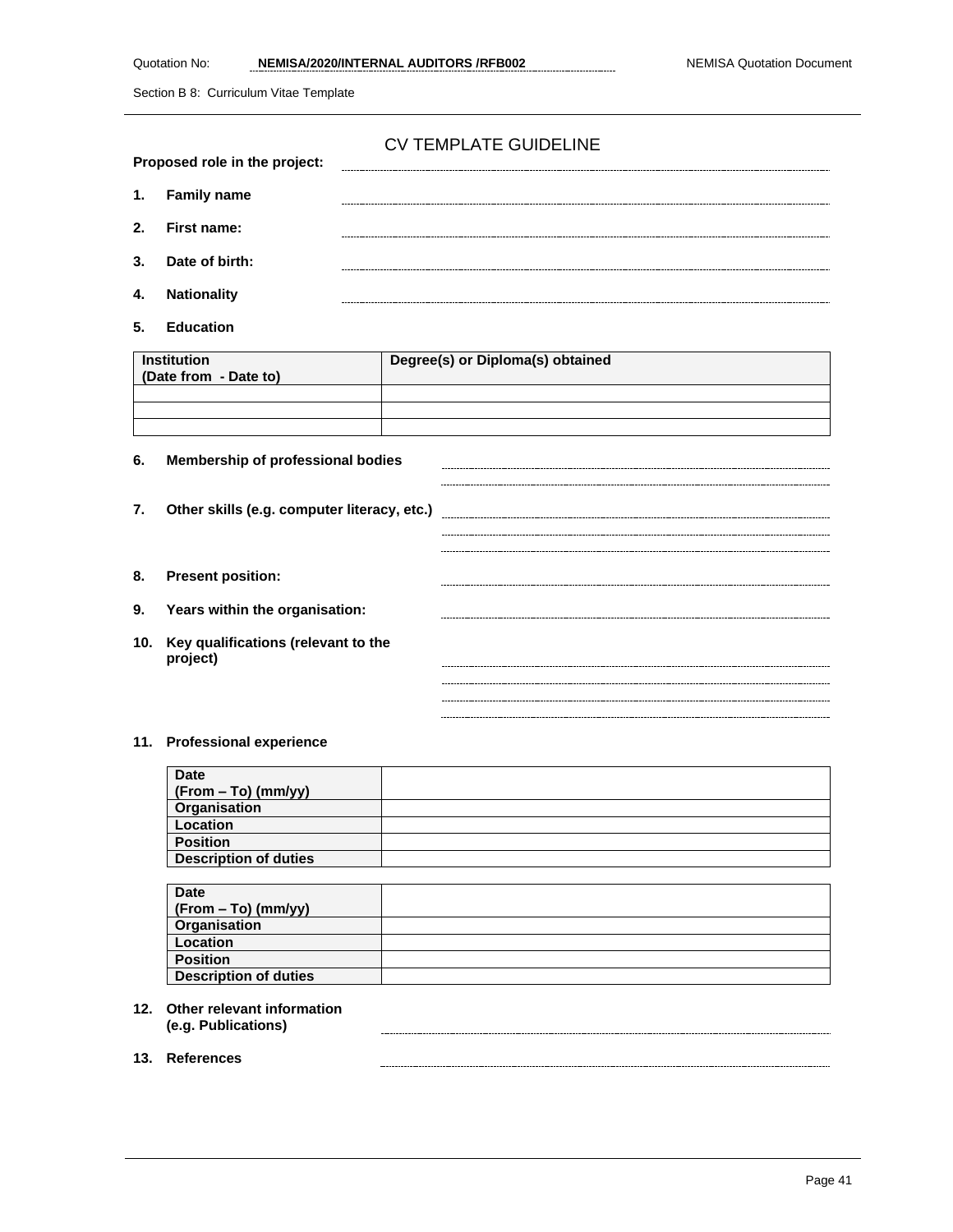Section B 8: Curriculum Vitae Template

## CV TEMPLATE GUIDELINE

**Proposed role in the project:** ..............................

1. **Family name** ..............................
2. **First name:** ..............................
3. **Date of birth:** ..............................
4. **Nationality** ..............................
5. **Education**

| Institution (Date from - Date to) | Degree(s) or Diploma(s) obtained |
|---|---|
| | |
| | |
| | |

6. **Membership of professional bodies** ..............................
7. **Other skills (e.g. computer literacy, etc.)** ..............................
8. **Present position:** ..............................
9. **Years within the organisation:** ..............................
10. **Key qualifications (relevant to the project)** ..............................
11. **Professional experience**

| | |
|---|---|
| **Date (From – To) (mm/yy)** | |
| **Organisation** | |
| **Location** | |
| **Position** | |
| **Description of duties** | |

| | |
|---|---|
| **Date (From – To) (mm/yy)** | |
| **Organisation** | |
| **Location** | |
| **Position** | |
| **Description of duties** | |

12. **Other relevant information (e.g. Publications)** ..............................
13. **References** ..............................